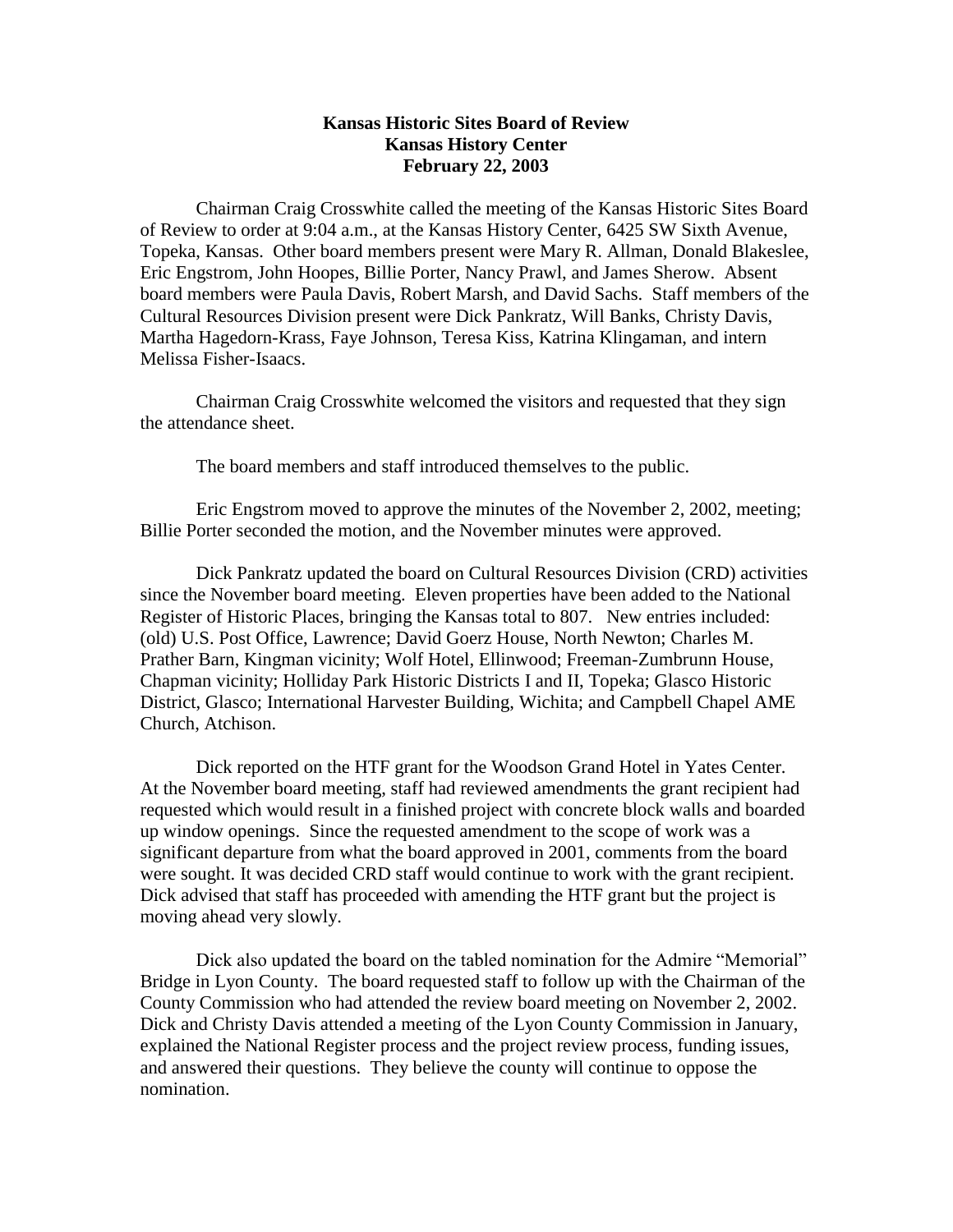**Kansas Historic Sites Board of Review**
**Kansas History Center**
**February 22, 2003**

Chairman Craig Crosswhite called the meeting of the Kansas Historic Sites Board of Review to order at 9:04 a.m., at the Kansas History Center, 6425 SW Sixth Avenue, Topeka, Kansas. Other board members present were Mary R. Allman, Donald Blakeslee, Eric Engstrom, John Hoopes, Billie Porter, Nancy Prawl, and James Sherow. Absent board members were Paula Davis, Robert Marsh, and David Sachs. Staff members of the Cultural Resources Division present were Dick Pankratz, Will Banks, Christy Davis, Martha Hagedorn-Krass, Faye Johnson, Teresa Kiss, Katrina Klingaman, and intern Melissa Fisher-Isaacs.

Chairman Craig Crosswhite welcomed the visitors and requested that they sign the attendance sheet.

The board members and staff introduced themselves to the public.

Eric Engstrom moved to approve the minutes of the November 2, 2002, meeting; Billie Porter seconded the motion, and the November minutes were approved.

Dick Pankratz updated the board on Cultural Resources Division (CRD) activities since the November board meeting. Eleven properties have been added to the National Register of Historic Places, bringing the Kansas total to 807. New entries included: (old) U.S. Post Office, Lawrence; David Goerz House, North Newton; Charles M. Prather Barn, Kingman vicinity; Wolf Hotel, Ellinwood; Freeman-Zumbrunn House, Chapman vicinity; Holliday Park Historic Districts I and II, Topeka; Glasco Historic District, Glasco; International Harvester Building, Wichita; and Campbell Chapel AME Church, Atchison.

Dick reported on the HTF grant for the Woodson Grand Hotel in Yates Center. At the November board meeting, staff had reviewed amendments the grant recipient had requested which would result in a finished project with concrete block walls and boarded up window openings. Since the requested amendment to the scope of work was a significant departure from what the board approved in 2001, comments from the board were sought. It was decided CRD staff would continue to work with the grant recipient. Dick advised that staff has proceeded with amending the HTF grant but the project is moving ahead very slowly.

Dick also updated the board on the tabled nomination for the Admire "Memorial" Bridge in Lyon County. The board requested staff to follow up with the Chairman of the County Commission who had attended the review board meeting on November 2, 2002. Dick and Christy Davis attended a meeting of the Lyon County Commission in January, explained the National Register process and the project review process, funding issues, and answered their questions. They believe the county will continue to oppose the nomination.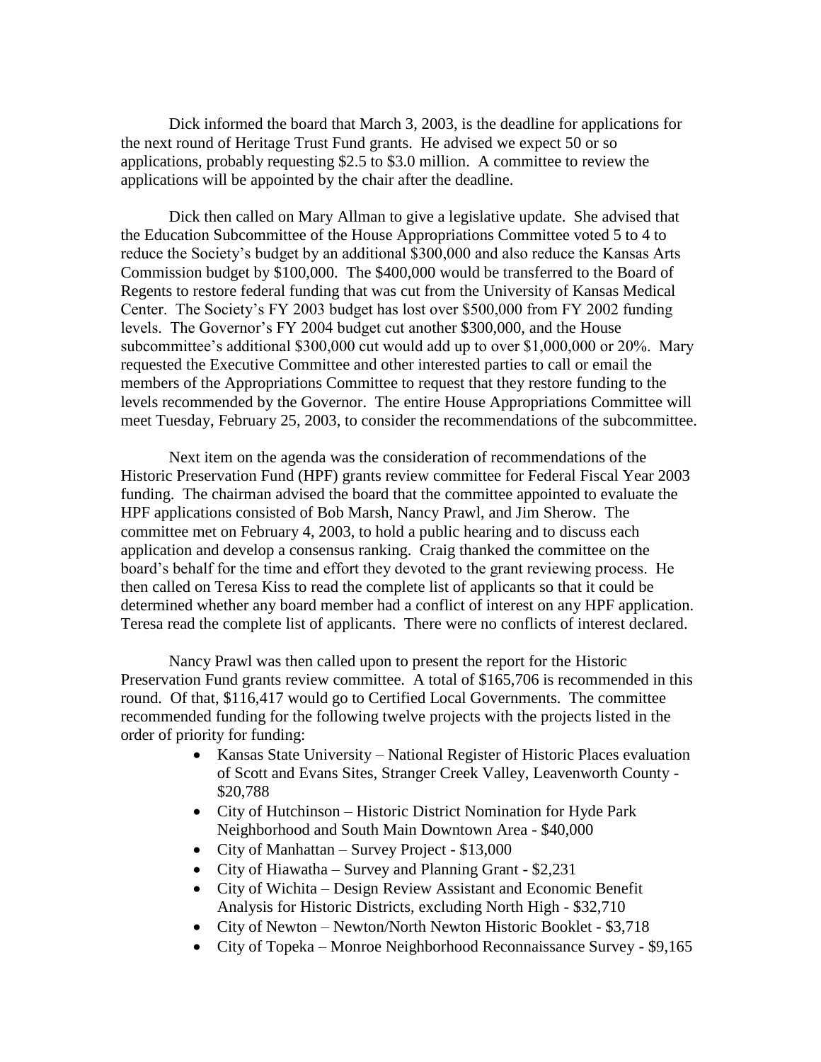Dick informed the board that March 3, 2003, is the deadline for applications for the next round of Heritage Trust Fund grants. He advised we expect 50 or so applications, probably requesting $2.5 to $3.0 million. A committee to review the applications will be appointed by the chair after the deadline.

Dick then called on Mary Allman to give a legislative update. She advised that the Education Subcommittee of the House Appropriations Committee voted 5 to 4 to reduce the Society's budget by an additional $300,000 and also reduce the Kansas Arts Commission budget by $100,000. The $400,000 would be transferred to the Board of Regents to restore federal funding that was cut from the University of Kansas Medical Center. The Society's FY 2003 budget has lost over $500,000 from FY 2002 funding levels. The Governor's FY 2004 budget cut another $300,000, and the House subcommittee's additional $300,000 cut would add up to over $1,000,000 or 20%. Mary requested the Executive Committee and other interested parties to call or email the members of the Appropriations Committee to request that they restore funding to the levels recommended by the Governor. The entire House Appropriations Committee will meet Tuesday, February 25, 2003, to consider the recommendations of the subcommittee.

Next item on the agenda was the consideration of recommendations of the Historic Preservation Fund (HPF) grants review committee for Federal Fiscal Year 2003 funding. The chairman advised the board that the committee appointed to evaluate the HPF applications consisted of Bob Marsh, Nancy Prawl, and Jim Sherow. The committee met on February 4, 2003, to hold a public hearing and to discuss each application and develop a consensus ranking. Craig thanked the committee on the board's behalf for the time and effort they devoted to the grant reviewing process. He then called on Teresa Kiss to read the complete list of applicants so that it could be determined whether any board member had a conflict of interest on any HPF application. Teresa read the complete list of applicants. There were no conflicts of interest declared.

Nancy Prawl was then called upon to present the report for the Historic Preservation Fund grants review committee. A total of $165,706 is recommended in this round. Of that, $116,417 would go to Certified Local Governments. The committee recommended funding for the following twelve projects with the projects listed in the order of priority for funding:

- Kansas State University – National Register of Historic Places evaluation of Scott and Evans Sites, Stranger Creek Valley, Leavenworth County - $20,788
- City of Hutchinson – Historic District Nomination for Hyde Park Neighborhood and South Main Downtown Area - $40,000
- City of Manhattan – Survey Project - $13,000
- City of Hiawatha – Survey and Planning Grant - $2,231
- City of Wichita – Design Review Assistant and Economic Benefit Analysis for Historic Districts, excluding North High - $32,710
- City of Newton – Newton/North Newton Historic Booklet - $3,718
- City of Topeka – Monroe Neighborhood Reconnaissance Survey - $9,165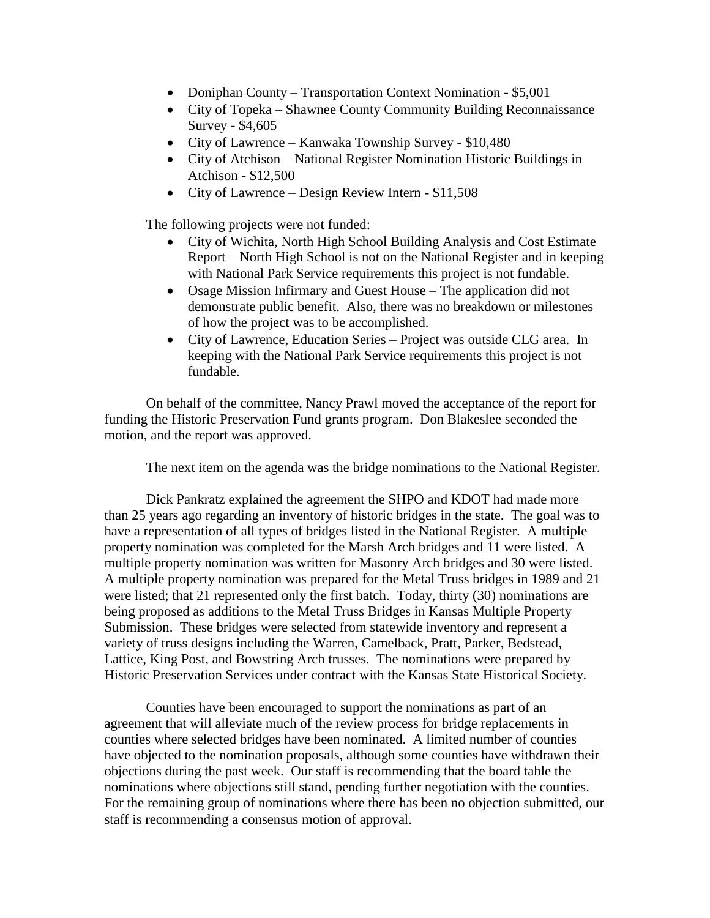- Doniphan County – Transportation Context Nomination - $5,001
- City of Topeka – Shawnee County Community Building Reconnaissance Survey - $4,605
- City of Lawrence – Kanwaka Township Survey - $10,480
- City of Atchison – National Register Nomination Historic Buildings in Atchison - $12,500
- City of Lawrence – Design Review Intern - $11,508

The following projects were not funded:

- City of Wichita, North High School Building Analysis and Cost Estimate Report – North High School is not on the National Register and in keeping with National Park Service requirements this project is not fundable.
- Osage Mission Infirmary and Guest House – The application did not demonstrate public benefit. Also, there was no breakdown or milestones of how the project was to be accomplished.
- City of Lawrence, Education Series – Project was outside CLG area. In keeping with the National Park Service requirements this project is not fundable.

On behalf of the committee, Nancy Prawl moved the acceptance of the report for funding the Historic Preservation Fund grants program. Don Blakeslee seconded the motion, and the report was approved.

The next item on the agenda was the bridge nominations to the National Register.

Dick Pankratz explained the agreement the SHPO and KDOT had made more than 25 years ago regarding an inventory of historic bridges in the state. The goal was to have a representation of all types of bridges listed in the National Register. A multiple property nomination was completed for the Marsh Arch bridges and 11 were listed. A multiple property nomination was written for Masonry Arch bridges and 30 were listed. A multiple property nomination was prepared for the Metal Truss bridges in 1989 and 21 were listed; that 21 represented only the first batch. Today, thirty (30) nominations are being proposed as additions to the Metal Truss Bridges in Kansas Multiple Property Submission. These bridges were selected from statewide inventory and represent a variety of truss designs including the Warren, Camelback, Pratt, Parker, Bedstead, Lattice, King Post, and Bowstring Arch trusses. The nominations were prepared by Historic Preservation Services under contract with the Kansas State Historical Society.

Counties have been encouraged to support the nominations as part of an agreement that will alleviate much of the review process for bridge replacements in counties where selected bridges have been nominated. A limited number of counties have objected to the nomination proposals, although some counties have withdrawn their objections during the past week. Our staff is recommending that the board table the nominations where objections still stand, pending further negotiation with the counties. For the remaining group of nominations where there has been no objection submitted, our staff is recommending a consensus motion of approval.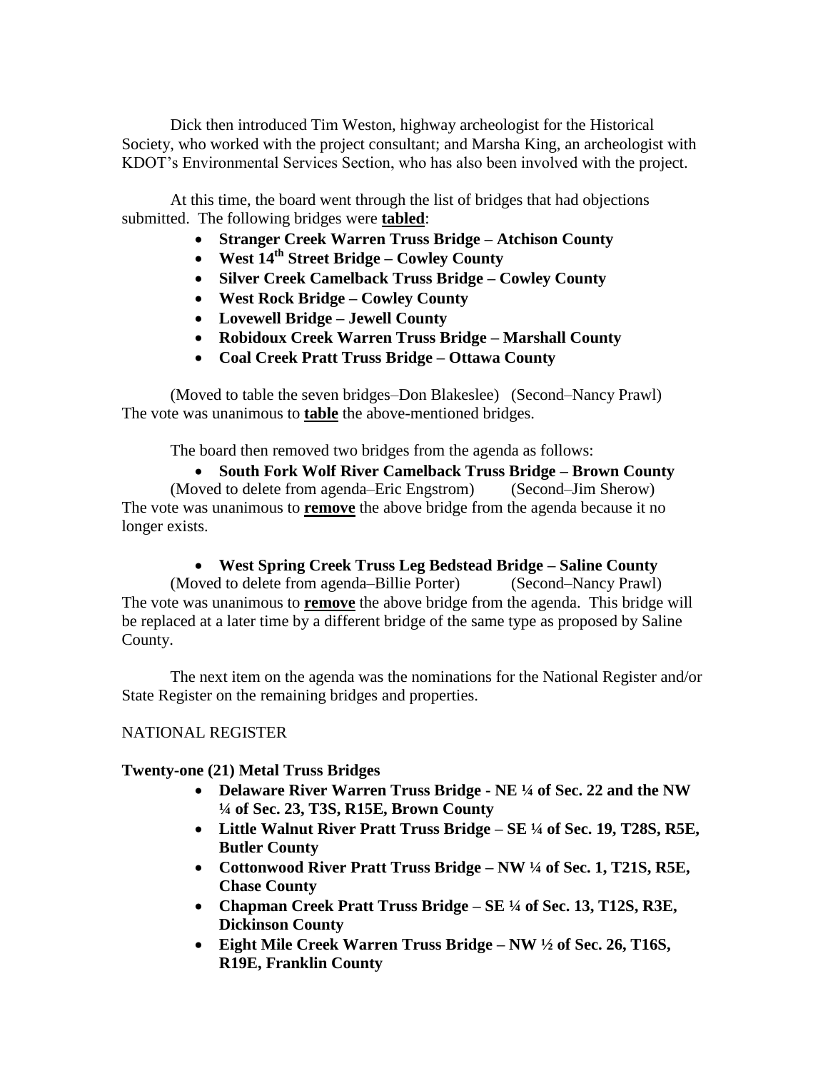Dick then introduced Tim Weston, highway archeologist for the Historical Society, who worked with the project consultant; and Marsha King, an archeologist with KDOT's Environmental Services Section, who has also been involved with the project.

At this time, the board went through the list of bridges that had objections submitted. The following bridges were **tabled**:

- **Stranger Creek Warren Truss Bridge – Atchison County**
- **West 14th Street Bridge – Cowley County**
- **Silver Creek Camelback Truss Bridge – Cowley County**
- **West Rock Bridge – Cowley County**
- **Lovewell Bridge – Jewell County**
- **Robidoux Creek Warren Truss Bridge – Marshall County**
- **Coal Creek Pratt Truss Bridge – Ottawa County**

(Moved to table the seven bridges–Don Blakeslee) (Second–Nancy Prawl) The vote was unanimous to **table** the above-mentioned bridges.

The board then removed two bridges from the agenda as follows:

- **South Fork Wolf River Camelback Truss Bridge – Brown County**

(Moved to delete from agenda–Eric Engstrom) (Second–Jim Sherow) The vote was unanimous to **remove** the above bridge from the agenda because it no longer exists.

- **West Spring Creek Truss Leg Bedstead Bridge – Saline County**

(Moved to delete from agenda–Billie Porter) (Second–Nancy Prawl) The vote was unanimous to **remove** the above bridge from the agenda. This bridge will be replaced at a later time by a different bridge of the same type as proposed by Saline County.

The next item on the agenda was the nominations for the National Register and/or State Register on the remaining bridges and properties.

NATIONAL REGISTER

**Twenty-one (21) Metal Truss Bridges**

- **Delaware River Warren Truss Bridge - NE ¼ of Sec. 22 and the NW ¼ of Sec. 23, T3S, R15E, Brown County**
- **Little Walnut River Pratt Truss Bridge – SE ¼ of Sec. 19, T28S, R5E, Butler County**
- **Cottonwood River Pratt Truss Bridge – NW ¼ of Sec. 1, T21S, R5E, Chase County**
- **Chapman Creek Pratt Truss Bridge – SE ¼ of Sec. 13, T12S, R3E, Dickinson County**
- **Eight Mile Creek Warren Truss Bridge – NW ½ of Sec. 26, T16S, R19E, Franklin County**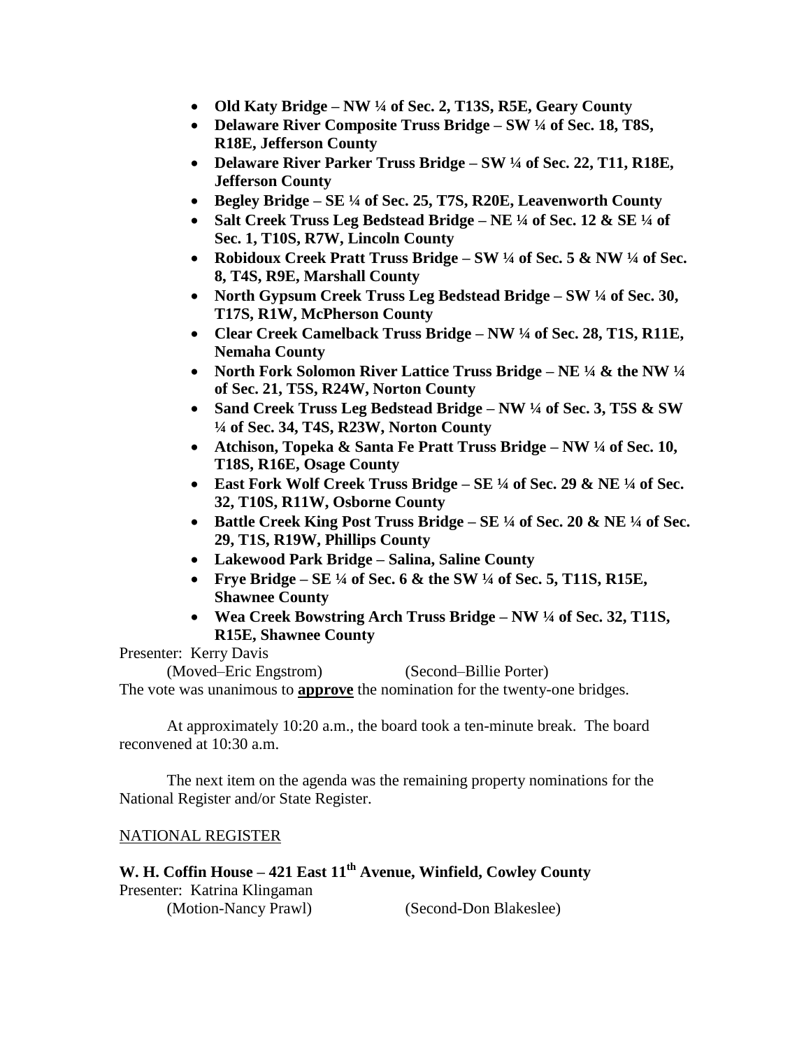- **Old Katy Bridge – NW ¼ of Sec. 2, T13S, R5E, Geary County**
- **Delaware River Composite Truss Bridge – SW ¼ of Sec. 18, T8S, R18E, Jefferson County**
- **Delaware River Parker Truss Bridge – SW ¼ of Sec. 22, T11, R18E, Jefferson County**
- **Begley Bridge – SE ¼ of Sec. 25, T7S, R20E, Leavenworth County**
- **Salt Creek Truss Leg Bedstead Bridge – NE ¼ of Sec. 12 & SE ¼ of Sec. 1, T10S, R7W, Lincoln County**
- **Robidoux Creek Pratt Truss Bridge – SW ¼ of Sec. 5 & NW ¼ of Sec. 8, T4S, R9E, Marshall County**
- **North Gypsum Creek Truss Leg Bedstead Bridge – SW ¼ of Sec. 30, T17S, R1W, McPherson County**
- **Clear Creek Camelback Truss Bridge – NW ¼ of Sec. 28, T1S, R11E, Nemaha County**
- **North Fork Solomon River Lattice Truss Bridge – NE ¼ & the NW ¼ of Sec. 21, T5S, R24W, Norton County**
- **Sand Creek Truss Leg Bedstead Bridge – NW ¼ of Sec. 3, T5S & SW ¼ of Sec. 34, T4S, R23W, Norton County**
- **Atchison, Topeka & Santa Fe Pratt Truss Bridge – NW ¼ of Sec. 10, T18S, R16E, Osage County**
- **East Fork Wolf Creek Truss Bridge – SE ¼ of Sec. 29 & NE ¼ of Sec. 32, T10S, R11W, Osborne County**
- **Battle Creek King Post Truss Bridge – SE ¼ of Sec. 20 & NE ¼ of Sec. 29, T1S, R19W, Phillips County**
- **Lakewood Park Bridge – Salina, Saline County**
- **Frye Bridge – SE ¼ of Sec. 6 & the SW ¼ of Sec. 5, T11S, R15E, Shawnee County**
- **Wea Creek Bowstring Arch Truss Bridge – NW ¼ of Sec. 32, T11S, R15E, Shawnee County**

Presenter: Kerry Davis

(Moved–Eric Engstrom) (Second–Billie Porter)

The vote was unanimous to **approve** the nomination for the twenty-one bridges.

At approximately 10:20 a.m., the board took a ten-minute break. The board reconvened at 10:30 a.m.

The next item on the agenda was the remaining property nominations for the National Register and/or State Register.

NATIONAL REGISTER

**W. H. Coffin House – 421 East 11th Avenue, Winfield, Cowley County**

Presenter: Katrina Klingaman

(Motion-Nancy Prawl) (Second-Don Blakeslee)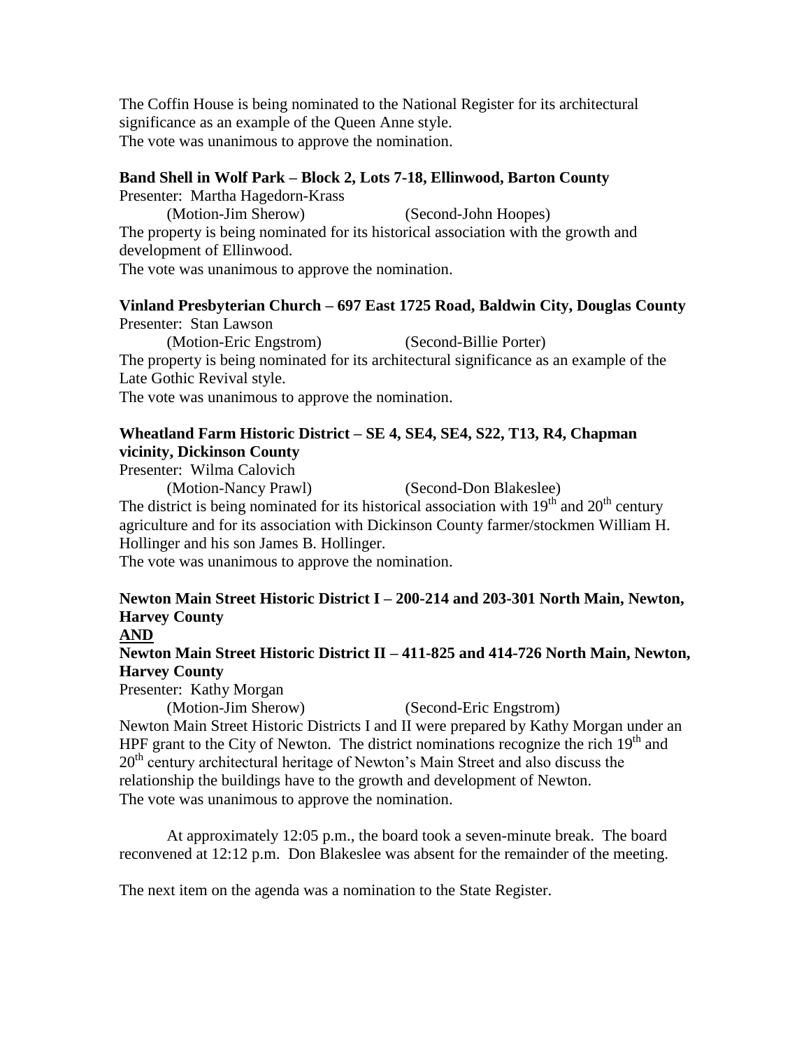The Coffin House is being nominated to the National Register for its architectural significance as an example of the Queen Anne style.
The vote was unanimous to approve the nomination.

**Band Shell in Wolf Park – Block 2, Lots 7-18, Ellinwood, Barton County**
Presenter: Martha Hagedorn-Krass
(Motion-Jim Sherow) (Second-John Hoopes)
The property is being nominated for its historical association with the growth and development of Ellinwood.
The vote was unanimous to approve the nomination.

**Vinland Presbyterian Church – 697 East 1725 Road, Baldwin City, Douglas County**
Presenter: Stan Lawson
(Motion-Eric Engstrom) (Second-Billie Porter)
The property is being nominated for its architectural significance as an example of the Late Gothic Revival style.
The vote was unanimous to approve the nomination.

**Wheatland Farm Historic District – SE 4, SE4, SE4, S22, T13, R4, Chapman vicinity, Dickinson County**
Presenter: Wilma Calovich
(Motion-Nancy Prawl) (Second-Don Blakeslee)
The district is being nominated for its historical association with 19th and 20th century agriculture and for its association with Dickinson County farmer/stockmen William H. Hollinger and his son James B. Hollinger.
The vote was unanimous to approve the nomination.

**Newton Main Street Historic District I – 200-214 and 203-301 North Main, Newton, Harvey County**
**AND**
**Newton Main Street Historic District II – 411-825 and 414-726 North Main, Newton, Harvey County**
Presenter: Kathy Morgan
(Motion-Jim Sherow) (Second-Eric Engstrom)
Newton Main Street Historic Districts I and II were prepared by Kathy Morgan under an HPF grant to the City of Newton. The district nominations recognize the rich 19th and 20th century architectural heritage of Newton's Main Street and also discuss the relationship the buildings have to the growth and development of Newton.
The vote was unanimous to approve the nomination.

At approximately 12:05 p.m., the board took a seven-minute break. The board reconvened at 12:12 p.m. Don Blakeslee was absent for the remainder of the meeting.

The next item on the agenda was a nomination to the State Register.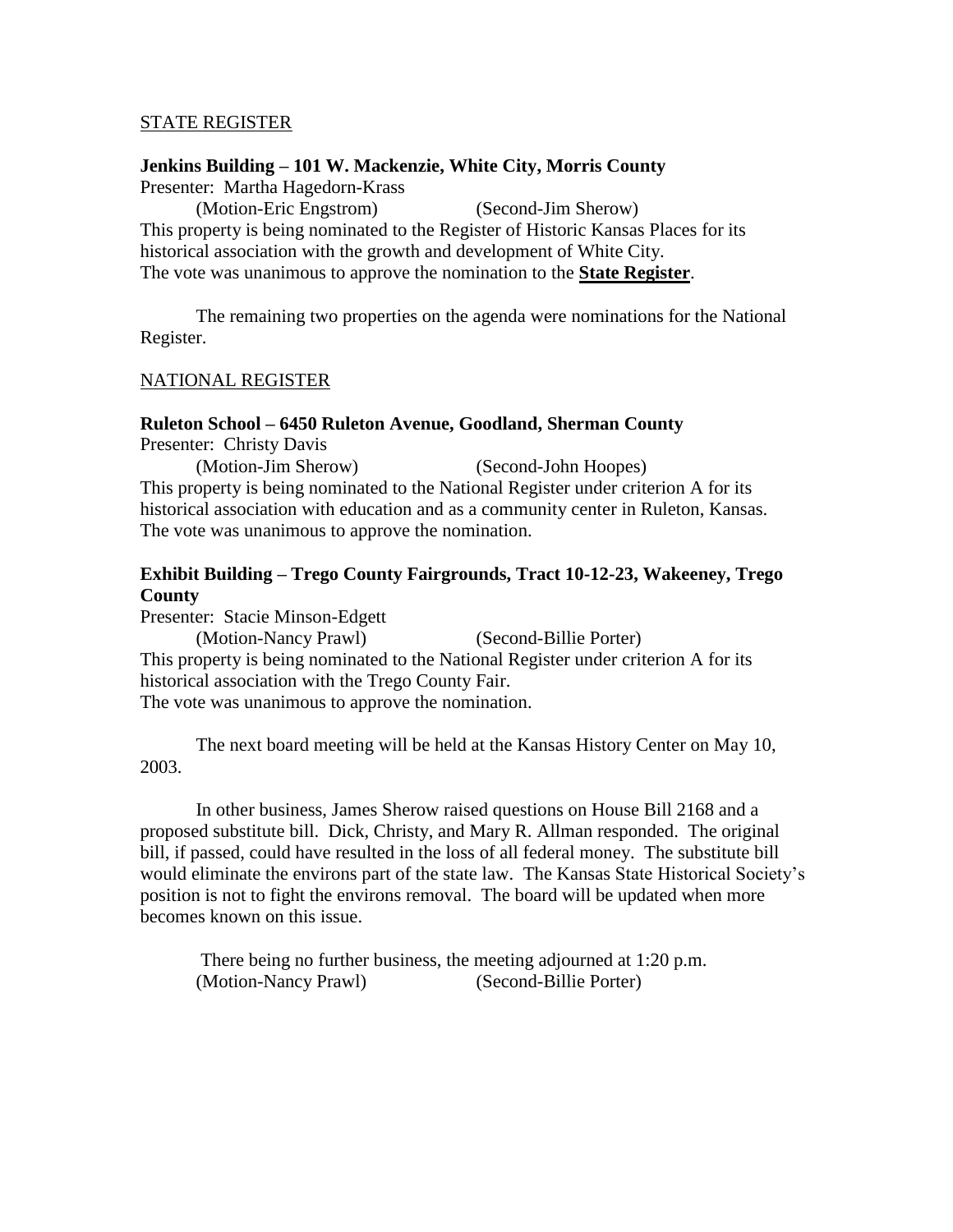STATE REGISTER

**Jenkins Building – 101 W. Mackenzie, White City, Morris County**
Presenter: Martha Hagedorn-Krass
(Motion-Eric Engstrom) (Second-Jim Sherow)
This property is being nominated to the Register of Historic Kansas Places for its historical association with the growth and development of White City.
The vote was unanimous to approve the nomination to the **State Register**.

The remaining two properties on the agenda were nominations for the National Register.

NATIONAL REGISTER

**Ruleton School – 6450 Ruleton Avenue, Goodland, Sherman County**
Presenter: Christy Davis
(Motion-Jim Sherow) (Second-John Hoopes)
This property is being nominated to the National Register under criterion A for its historical association with education and as a community center in Ruleton, Kansas.
The vote was unanimous to approve the nomination.

**Exhibit Building – Trego County Fairgrounds, Tract 10-12-23, Wakeeney, Trego County**
Presenter: Stacie Minson-Edgett
(Motion-Nancy Prawl) (Second-Billie Porter)
This property is being nominated to the National Register under criterion A for its historical association with the Trego County Fair.
The vote was unanimous to approve the nomination.

The next board meeting will be held at the Kansas History Center on May 10, 2003.

In other business, James Sherow raised questions on House Bill 2168 and a proposed substitute bill. Dick, Christy, and Mary R. Allman responded. The original bill, if passed, could have resulted in the loss of all federal money. The substitute bill would eliminate the environs part of the state law. The Kansas State Historical Society's position is not to fight the environs removal. The board will be updated when more becomes known on this issue.

There being no further business, the meeting adjourned at 1:20 p.m.
(Motion-Nancy Prawl) (Second-Billie Porter)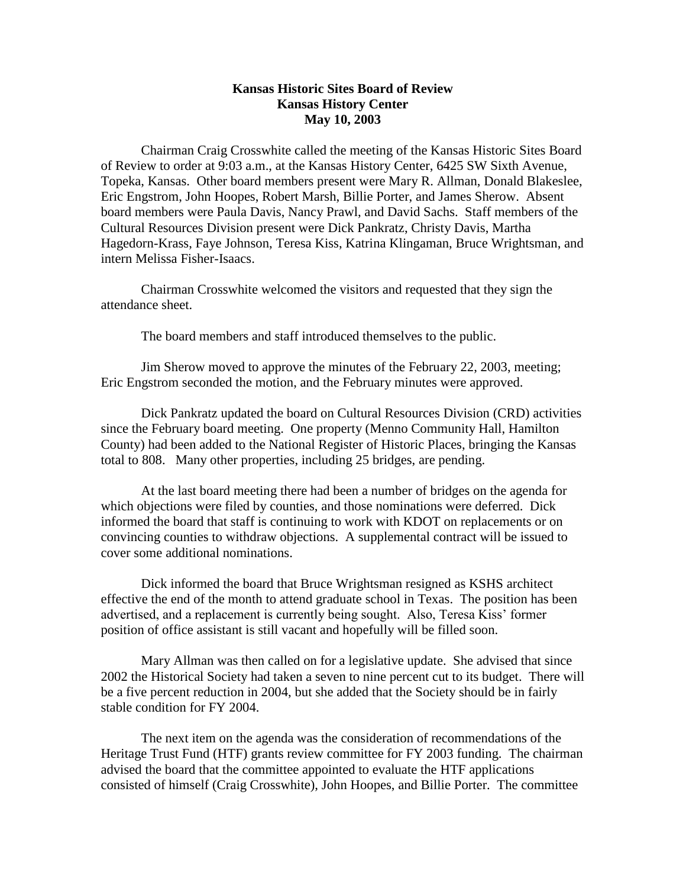**Kansas Historic Sites Board of Review**
**Kansas History Center**
**May 10, 2003**

Chairman Craig Crosswhite called the meeting of the Kansas Historic Sites Board of Review to order at 9:03 a.m., at the Kansas History Center, 6425 SW Sixth Avenue, Topeka, Kansas. Other board members present were Mary R. Allman, Donald Blakeslee, Eric Engstrom, John Hoopes, Robert Marsh, Billie Porter, and James Sherow. Absent board members were Paula Davis, Nancy Prawl, and David Sachs. Staff members of the Cultural Resources Division present were Dick Pankratz, Christy Davis, Martha Hagedorn-Krass, Faye Johnson, Teresa Kiss, Katrina Klingaman, Bruce Wrightsman, and intern Melissa Fisher-Isaacs.

Chairman Crosswhite welcomed the visitors and requested that they sign the attendance sheet.

The board members and staff introduced themselves to the public.

Jim Sherow moved to approve the minutes of the February 22, 2003, meeting; Eric Engstrom seconded the motion, and the February minutes were approved.

Dick Pankratz updated the board on Cultural Resources Division (CRD) activities since the February board meeting. One property (Menno Community Hall, Hamilton County) had been added to the National Register of Historic Places, bringing the Kansas total to 808. Many other properties, including 25 bridges, are pending.

At the last board meeting there had been a number of bridges on the agenda for which objections were filed by counties, and those nominations were deferred. Dick informed the board that staff is continuing to work with KDOT on replacements or on convincing counties to withdraw objections. A supplemental contract will be issued to cover some additional nominations.

Dick informed the board that Bruce Wrightsman resigned as KSHS architect effective the end of the month to attend graduate school in Texas. The position has been advertised, and a replacement is currently being sought. Also, Teresa Kiss' former position of office assistant is still vacant and hopefully will be filled soon.

Mary Allman was then called on for a legislative update. She advised that since 2002 the Historical Society had taken a seven to nine percent cut to its budget. There will be a five percent reduction in 2004, but she added that the Society should be in fairly stable condition for FY 2004.

The next item on the agenda was the consideration of recommendations of the Heritage Trust Fund (HTF) grants review committee for FY 2003 funding. The chairman advised the board that the committee appointed to evaluate the HTF applications consisted of himself (Craig Crosswhite), John Hoopes, and Billie Porter. The committee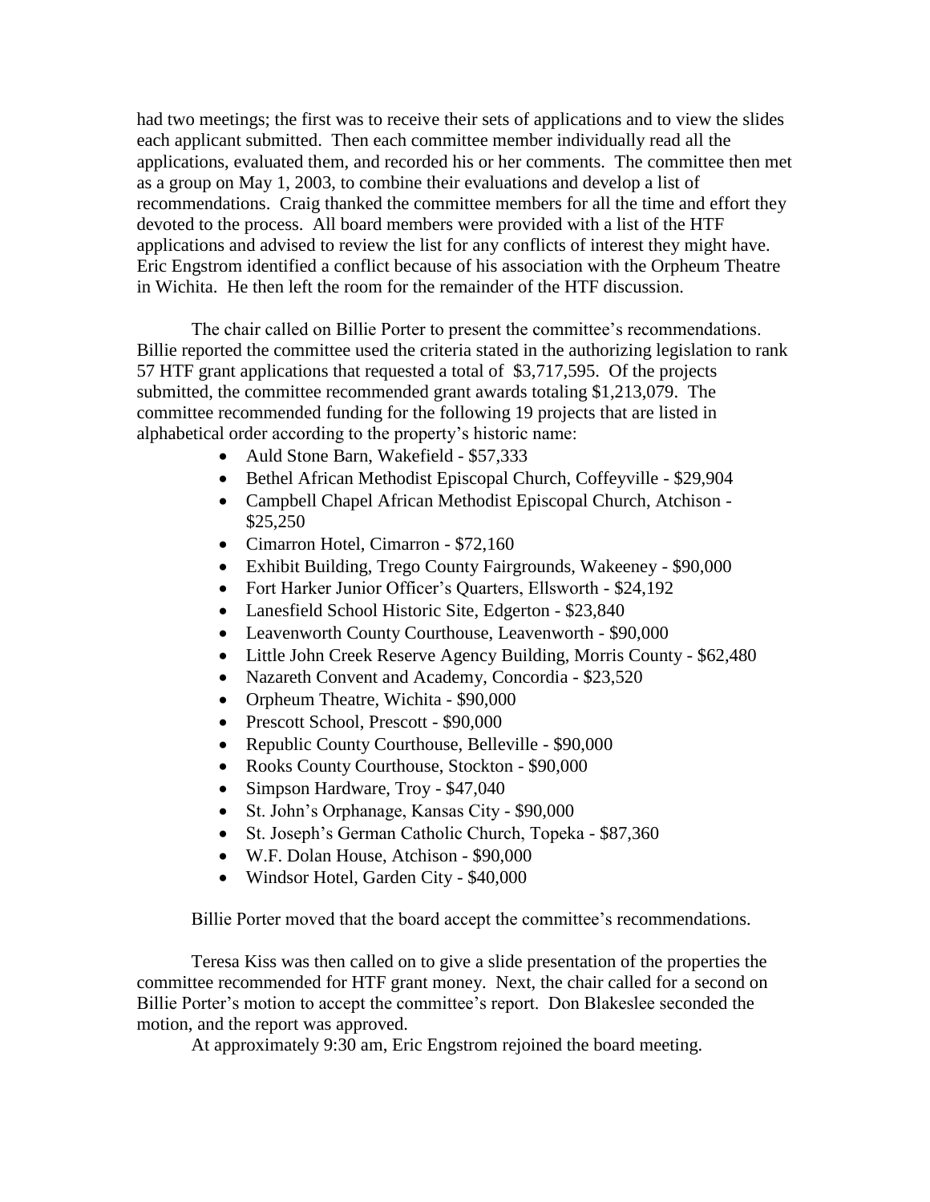had two meetings; the first was to receive their sets of applications and to view the slides each applicant submitted. Then each committee member individually read all the applications, evaluated them, and recorded his or her comments. The committee then met as a group on May 1, 2003, to combine their evaluations and develop a list of recommendations. Craig thanked the committee members for all the time and effort they devoted to the process. All board members were provided with a list of the HTF applications and advised to review the list for any conflicts of interest they might have. Eric Engstrom identified a conflict because of his association with the Orpheum Theatre in Wichita. He then left the room for the remainder of the HTF discussion.

The chair called on Billie Porter to present the committee's recommendations. Billie reported the committee used the criteria stated in the authorizing legislation to rank 57 HTF grant applications that requested a total of $3,717,595. Of the projects submitted, the committee recommended grant awards totaling $1,213,079. The committee recommended funding for the following 19 projects that are listed in alphabetical order according to the property's historic name:

- Auld Stone Barn, Wakefield - $57,333
- Bethel African Methodist Episcopal Church, Coffeyville - $29,904
- Campbell Chapel African Methodist Episcopal Church, Atchison - $25,250
- Cimarron Hotel, Cimarron - $72,160
- Exhibit Building, Trego County Fairgrounds, Wakeeney - $90,000
- Fort Harker Junior Officer's Quarters, Ellsworth - $24,192
- Lanesfield School Historic Site, Edgerton - $23,840
- Leavenworth County Courthouse, Leavenworth - $90,000
- Little John Creek Reserve Agency Building, Morris County - $62,480
- Nazareth Convent and Academy, Concordia - $23,520
- Orpheum Theatre, Wichita - $90,000
- Prescott School, Prescott - $90,000
- Republic County Courthouse, Belleville - $90,000
- Rooks County Courthouse, Stockton - $90,000
- Simpson Hardware, Troy - $47,040
- St. John's Orphanage, Kansas City - $90,000
- St. Joseph's German Catholic Church, Topeka - $87,360
- W.F. Dolan House, Atchison - $90,000
- Windsor Hotel, Garden City - $40,000

Billie Porter moved that the board accept the committee's recommendations.

Teresa Kiss was then called on to give a slide presentation of the properties the committee recommended for HTF grant money. Next, the chair called for a second on Billie Porter's motion to accept the committee's report. Don Blakeslee seconded the motion, and the report was approved.

At approximately 9:30 am, Eric Engstrom rejoined the board meeting.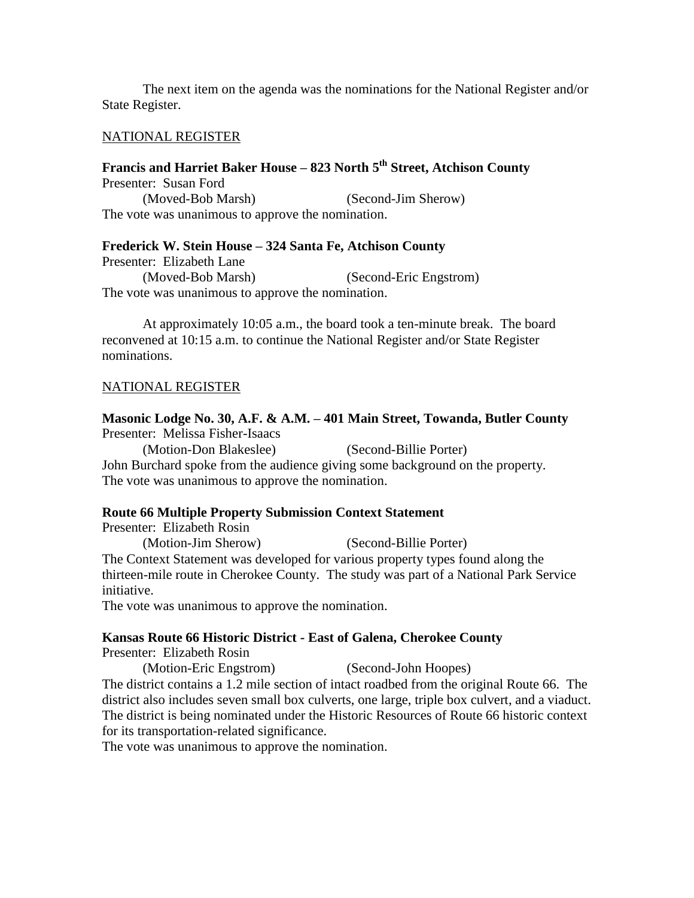The next item on the agenda was the nominations for the National Register and/or State Register.

NATIONAL REGISTER

**Francis and Harriet Baker House – 823 North 5th Street, Atchison County**

Presenter: Susan Ford

(Moved-Bob Marsh) (Second-Jim Sherow)

The vote was unanimous to approve the nomination.

**Frederick W. Stein House – 324 Santa Fe, Atchison County**

Presenter: Elizabeth Lane

(Moved-Bob Marsh) (Second-Eric Engstrom)

The vote was unanimous to approve the nomination.

At approximately 10:05 a.m., the board took a ten-minute break. The board reconvened at 10:15 a.m. to continue the National Register and/or State Register nominations.

NATIONAL REGISTER

**Masonic Lodge No. 30, A.F. & A.M. – 401 Main Street, Towanda, Butler County**

Presenter: Melissa Fisher-Isaacs

(Motion-Don Blakeslee) (Second-Billie Porter)

John Burchard spoke from the audience giving some background on the property.

The vote was unanimous to approve the nomination.

**Route 66 Multiple Property Submission Context Statement**

Presenter: Elizabeth Rosin

(Motion-Jim Sherow) (Second-Billie Porter)

The Context Statement was developed for various property types found along the thirteen-mile route in Cherokee County. The study was part of a National Park Service initiative.

The vote was unanimous to approve the nomination.

**Kansas Route 66 Historic District - East of Galena, Cherokee County**

Presenter: Elizabeth Rosin

(Motion-Eric Engstrom) (Second-John Hoopes)

The district contains a 1.2 mile section of intact roadbed from the original Route 66. The district also includes seven small box culverts, one large, triple box culvert, and a viaduct. The district is being nominated under the Historic Resources of Route 66 historic context for its transportation-related significance.

The vote was unanimous to approve the nomination.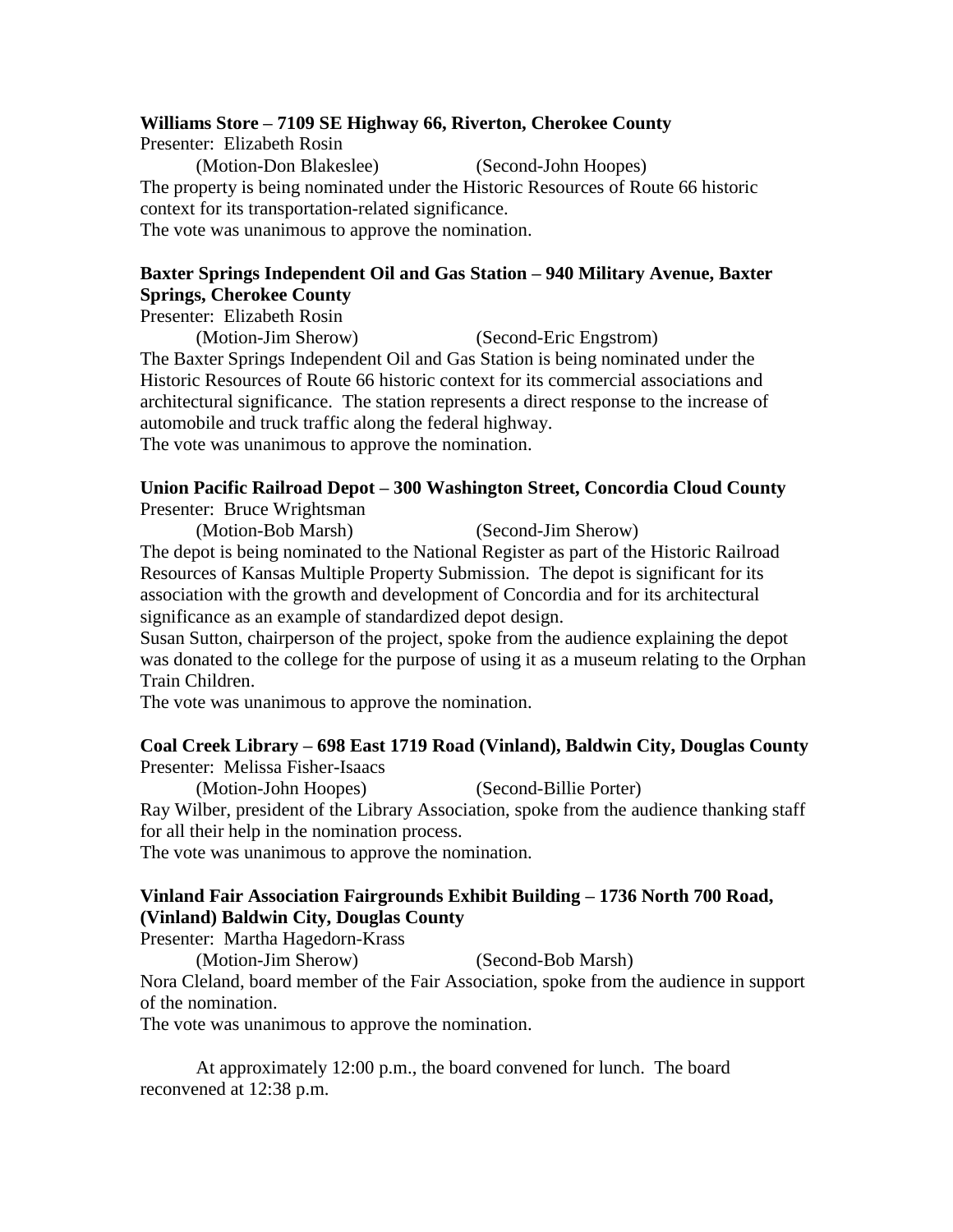**Williams Store – 7109 SE Highway 66, Riverton, Cherokee County**

Presenter: Elizabeth Rosin

(Motion-Don Blakeslee) (Second-John Hoopes)

The property is being nominated under the Historic Resources of Route 66 historic context for its transportation-related significance.

The vote was unanimous to approve the nomination.

**Baxter Springs Independent Oil and Gas Station – 940 Military Avenue, Baxter Springs, Cherokee County**

Presenter: Elizabeth Rosin

(Motion-Jim Sherow) (Second-Eric Engstrom)

The Baxter Springs Independent Oil and Gas Station is being nominated under the Historic Resources of Route 66 historic context for its commercial associations and architectural significance. The station represents a direct response to the increase of automobile and truck traffic along the federal highway.

The vote was unanimous to approve the nomination.

**Union Pacific Railroad Depot – 300 Washington Street, Concordia Cloud County**

Presenter: Bruce Wrightsman

(Motion-Bob Marsh) (Second-Jim Sherow)

The depot is being nominated to the National Register as part of the Historic Railroad Resources of Kansas Multiple Property Submission. The depot is significant for its association with the growth and development of Concordia and for its architectural significance as an example of standardized depot design.

Susan Sutton, chairperson of the project, spoke from the audience explaining the depot was donated to the college for the purpose of using it as a museum relating to the Orphan Train Children.

The vote was unanimous to approve the nomination.

**Coal Creek Library – 698 East 1719 Road (Vinland), Baldwin City, Douglas County**

Presenter: Melissa Fisher-Isaacs

(Motion-John Hoopes) (Second-Billie Porter)

Ray Wilber, president of the Library Association, spoke from the audience thanking staff for all their help in the nomination process.

The vote was unanimous to approve the nomination.

**Vinland Fair Association Fairgrounds Exhibit Building – 1736 North 700 Road, (Vinland) Baldwin City, Douglas County**

Presenter: Martha Hagedorn-Krass

(Motion-Jim Sherow) (Second-Bob Marsh)

Nora Cleland, board member of the Fair Association, spoke from the audience in support of the nomination.

The vote was unanimous to approve the nomination.

At approximately 12:00 p.m., the board convened for lunch. The board reconvened at 12:38 p.m.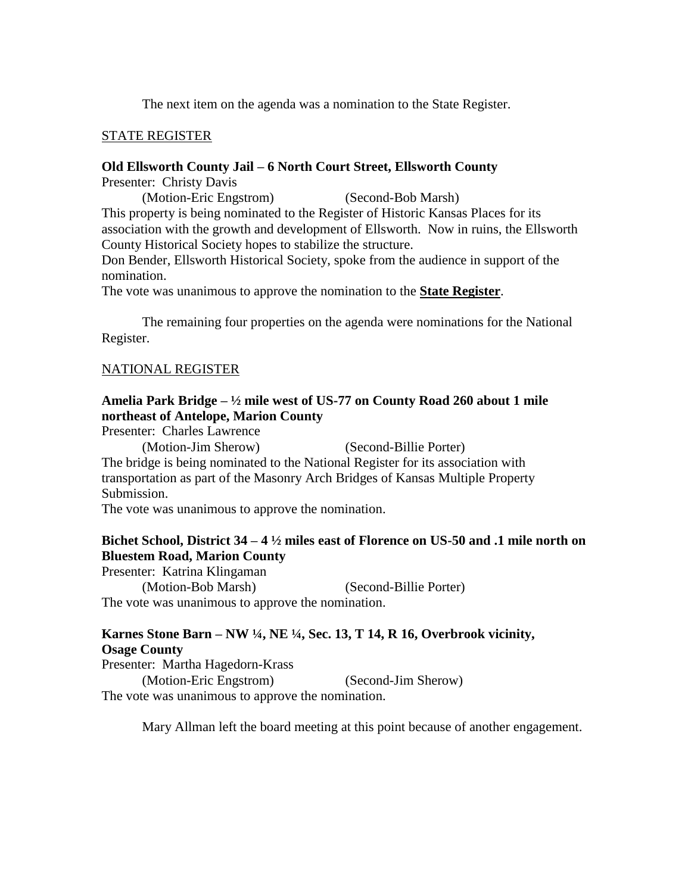The next item on the agenda was a nomination to the State Register.

STATE REGISTER

**Old Ellsworth County Jail – 6 North Court Street, Ellsworth County**

Presenter: Christy Davis

(Motion-Eric Engstrom) (Second-Bob Marsh)

This property is being nominated to the Register of Historic Kansas Places for its association with the growth and development of Ellsworth. Now in ruins, the Ellsworth County Historical Society hopes to stabilize the structure.

Don Bender, Ellsworth Historical Society, spoke from the audience in support of the nomination.

The vote was unanimous to approve the nomination to the **State Register**.

The remaining four properties on the agenda were nominations for the National Register.

NATIONAL REGISTER

**Amelia Park Bridge – ½ mile west of US-77 on County Road 260 about 1 mile northeast of Antelope, Marion County**

Presenter: Charles Lawrence

(Motion-Jim Sherow) (Second-Billie Porter)

The bridge is being nominated to the National Register for its association with transportation as part of the Masonry Arch Bridges of Kansas Multiple Property Submission.

The vote was unanimous to approve the nomination.

**Bichet School, District 34 – 4 ½ miles east of Florence on US-50 and .1 mile north on Bluestem Road, Marion County**

Presenter: Katrina Klingaman

(Motion-Bob Marsh) (Second-Billie Porter)

The vote was unanimous to approve the nomination.

**Karnes Stone Barn – NW ¼, NE ¼, Sec. 13, T 14, R 16, Overbrook vicinity, Osage County**

Presenter: Martha Hagedorn-Krass

(Motion-Eric Engstrom) (Second-Jim Sherow)

The vote was unanimous to approve the nomination.

Mary Allman left the board meeting at this point because of another engagement.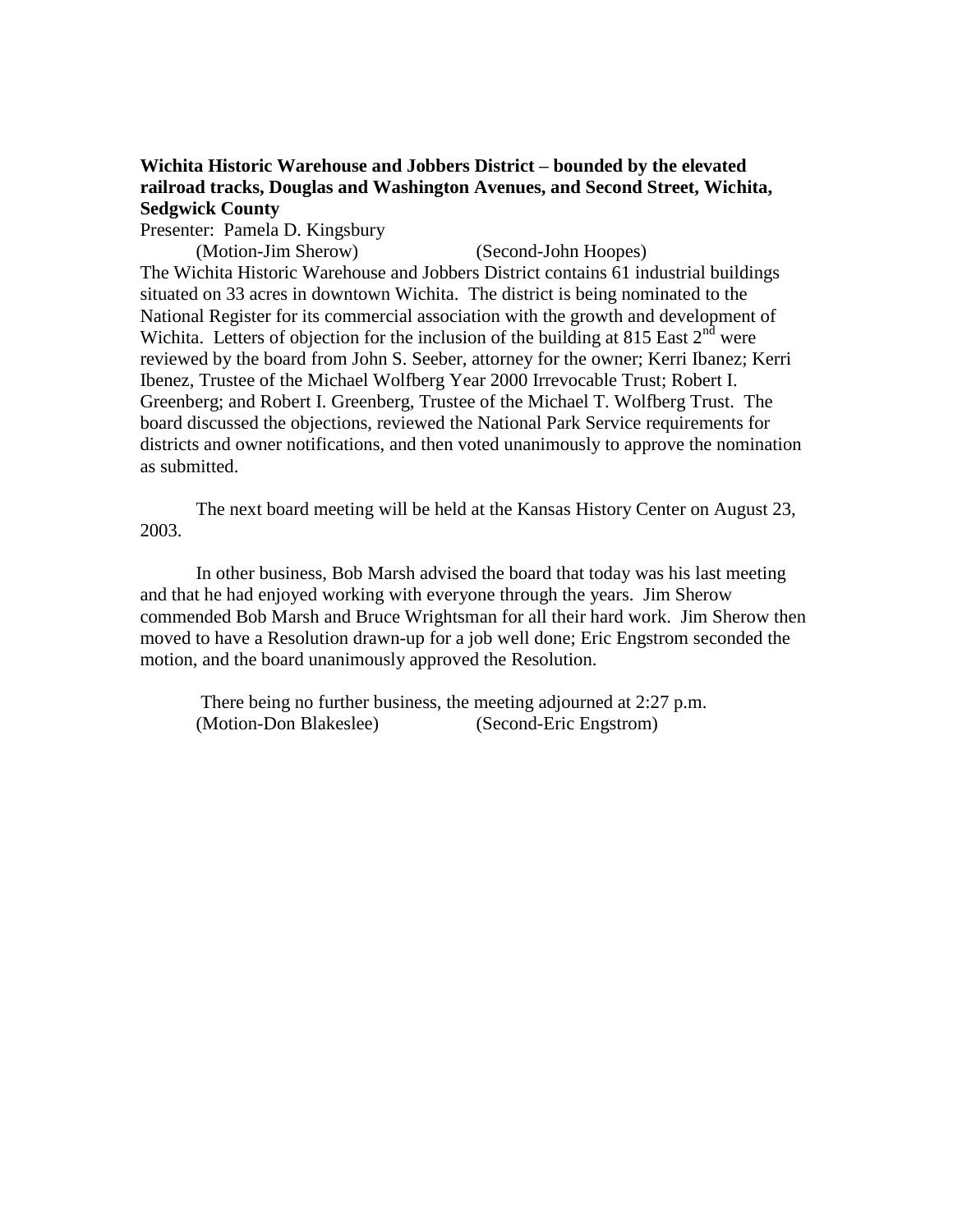**Wichita Historic Warehouse and Jobbers District – bounded by the elevated railroad tracks, Douglas and Washington Avenues, and Second Street, Wichita, Sedgwick County**

Presenter: Pamela D. Kingsbury

(Motion-Jim Sherow) (Second-John Hoopes)

The Wichita Historic Warehouse and Jobbers District contains 61 industrial buildings situated on 33 acres in downtown Wichita. The district is being nominated to the National Register for its commercial association with the growth and development of Wichita. Letters of objection for the inclusion of the building at 815 East 2nd were reviewed by the board from John S. Seeber, attorney for the owner; Kerri Ibanez; Kerri Ibenez, Trustee of the Michael Wolfberg Year 2000 Irrevocable Trust; Robert I. Greenberg; and Robert I. Greenberg, Trustee of the Michael T. Wolfberg Trust. The board discussed the objections, reviewed the National Park Service requirements for districts and owner notifications, and then voted unanimously to approve the nomination as submitted.

The next board meeting will be held at the Kansas History Center on August 23, 2003.

In other business, Bob Marsh advised the board that today was his last meeting and that he had enjoyed working with everyone through the years. Jim Sherow commended Bob Marsh and Bruce Wrightsman for all their hard work. Jim Sherow then moved to have a Resolution drawn-up for a job well done; Eric Engstrom seconded the motion, and the board unanimously approved the Resolution.

There being no further business, the meeting adjourned at 2:27 p.m.

(Motion-Don Blakeslee) (Second-Eric Engstrom)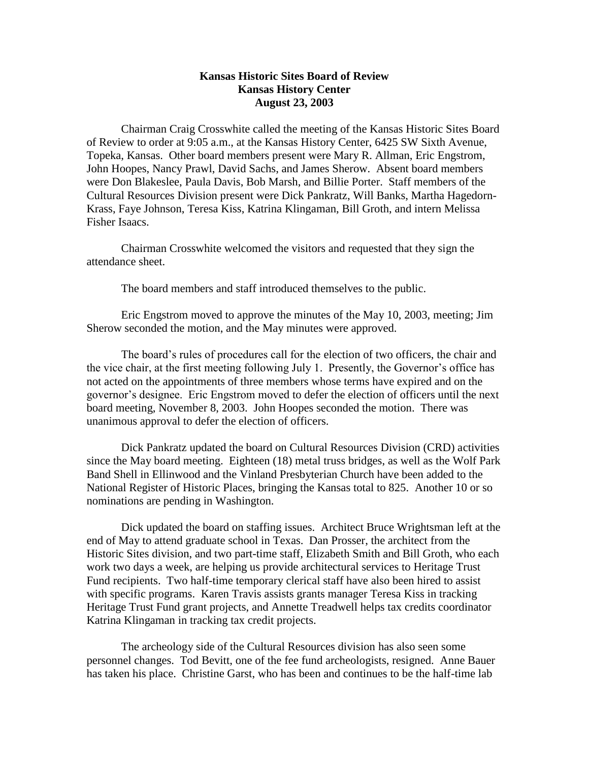**Kansas Historic Sites Board of Review**
**Kansas History Center**
**August 23, 2003**

Chairman Craig Crosswhite called the meeting of the Kansas Historic Sites Board of Review to order at 9:05 a.m., at the Kansas History Center, 6425 SW Sixth Avenue, Topeka, Kansas. Other board members present were Mary R. Allman, Eric Engstrom, John Hoopes, Nancy Prawl, David Sachs, and James Sherow. Absent board members were Don Blakeslee, Paula Davis, Bob Marsh, and Billie Porter. Staff members of the Cultural Resources Division present were Dick Pankratz, Will Banks, Martha Hagedorn-Krass, Faye Johnson, Teresa Kiss, Katrina Klingaman, Bill Groth, and intern Melissa Fisher Isaacs.

Chairman Crosswhite welcomed the visitors and requested that they sign the attendance sheet.

The board members and staff introduced themselves to the public.

Eric Engstrom moved to approve the minutes of the May 10, 2003, meeting; Jim Sherow seconded the motion, and the May minutes were approved.

The board's rules of procedures call for the election of two officers, the chair and the vice chair, at the first meeting following July 1. Presently, the Governor's office has not acted on the appointments of three members whose terms have expired and on the governor's designee. Eric Engstrom moved to defer the election of officers until the next board meeting, November 8, 2003. John Hoopes seconded the motion. There was unanimous approval to defer the election of officers.

Dick Pankratz updated the board on Cultural Resources Division (CRD) activities since the May board meeting. Eighteen (18) metal truss bridges, as well as the Wolf Park Band Shell in Ellinwood and the Vinland Presbyterian Church have been added to the National Register of Historic Places, bringing the Kansas total to 825. Another 10 or so nominations are pending in Washington.

Dick updated the board on staffing issues. Architect Bruce Wrightsman left at the end of May to attend graduate school in Texas. Dan Prosser, the architect from the Historic Sites division, and two part-time staff, Elizabeth Smith and Bill Groth, who each work two days a week, are helping us provide architectural services to Heritage Trust Fund recipients. Two half-time temporary clerical staff have also been hired to assist with specific programs. Karen Travis assists grants manager Teresa Kiss in tracking Heritage Trust Fund grant projects, and Annette Treadwell helps tax credits coordinator Katrina Klingaman in tracking tax credit projects.

The archeology side of the Cultural Resources division has also seen some personnel changes. Tod Bevitt, one of the fee fund archeologists, resigned. Anne Bauer has taken his place. Christine Garst, who has been and continues to be the half-time lab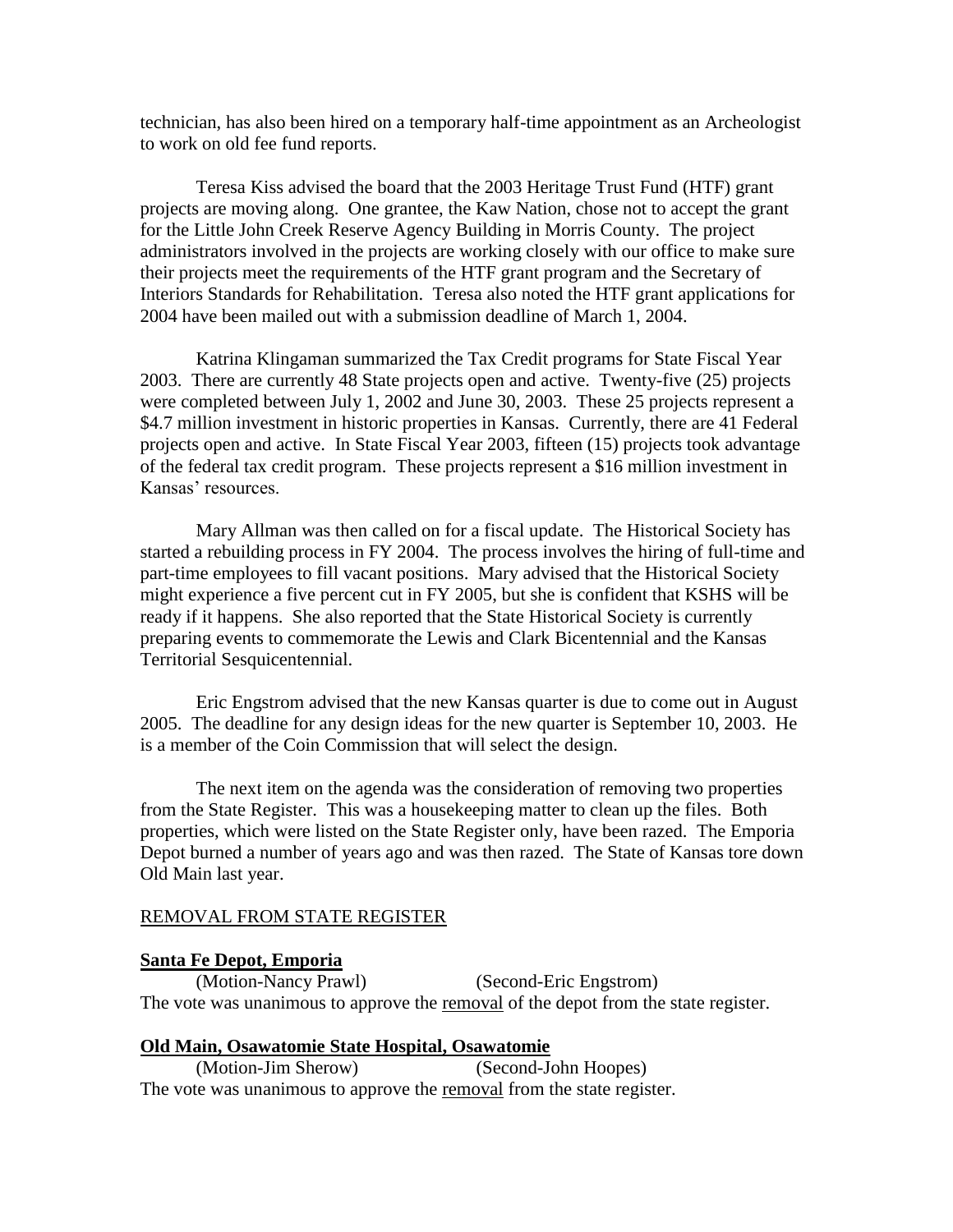technician, has also been hired on a temporary half-time appointment as an Archeologist to work on old fee fund reports.

Teresa Kiss advised the board that the 2003 Heritage Trust Fund (HTF) grant projects are moving along. One grantee, the Kaw Nation, chose not to accept the grant for the Little John Creek Reserve Agency Building in Morris County. The project administrators involved in the projects are working closely with our office to make sure their projects meet the requirements of the HTF grant program and the Secretary of Interiors Standards for Rehabilitation. Teresa also noted the HTF grant applications for 2004 have been mailed out with a submission deadline of March 1, 2004.

Katrina Klingaman summarized the Tax Credit programs for State Fiscal Year 2003. There are currently 48 State projects open and active. Twenty-five (25) projects were completed between July 1, 2002 and June 30, 2003. These 25 projects represent a \$4.7 million investment in historic properties in Kansas. Currently, there are 41 Federal projects open and active. In State Fiscal Year 2003, fifteen (15) projects took advantage of the federal tax credit program. These projects represent a \$16 million investment in Kansas' resources.

Mary Allman was then called on for a fiscal update. The Historical Society has started a rebuilding process in FY 2004. The process involves the hiring of full-time and part-time employees to fill vacant positions. Mary advised that the Historical Society might experience a five percent cut in FY 2005, but she is confident that KSHS will be ready if it happens. She also reported that the State Historical Society is currently preparing events to commemorate the Lewis and Clark Bicentennial and the Kansas Territorial Sesquicentennial.

Eric Engstrom advised that the new Kansas quarter is due to come out in August 2005. The deadline for any design ideas for the new quarter is September 10, 2003. He is a member of the Coin Commission that will select the design.

The next item on the agenda was the consideration of removing two properties from the State Register. This was a housekeeping matter to clean up the files. Both properties, which were listed on the State Register only, have been razed. The Emporia Depot burned a number of years ago and was then razed. The State of Kansas tore down Old Main last year.

REMOVAL FROM STATE REGISTER

**Santa Fe Depot, Emporia**

(Motion-Nancy Prawl) (Second-Eric Engstrom)

The vote was unanimous to approve the removal of the depot from the state register.

**Old Main, Osawatomie State Hospital, Osawatomie**

(Motion-Jim Sherow) (Second-John Hoopes)

The vote was unanimous to approve the removal from the state register.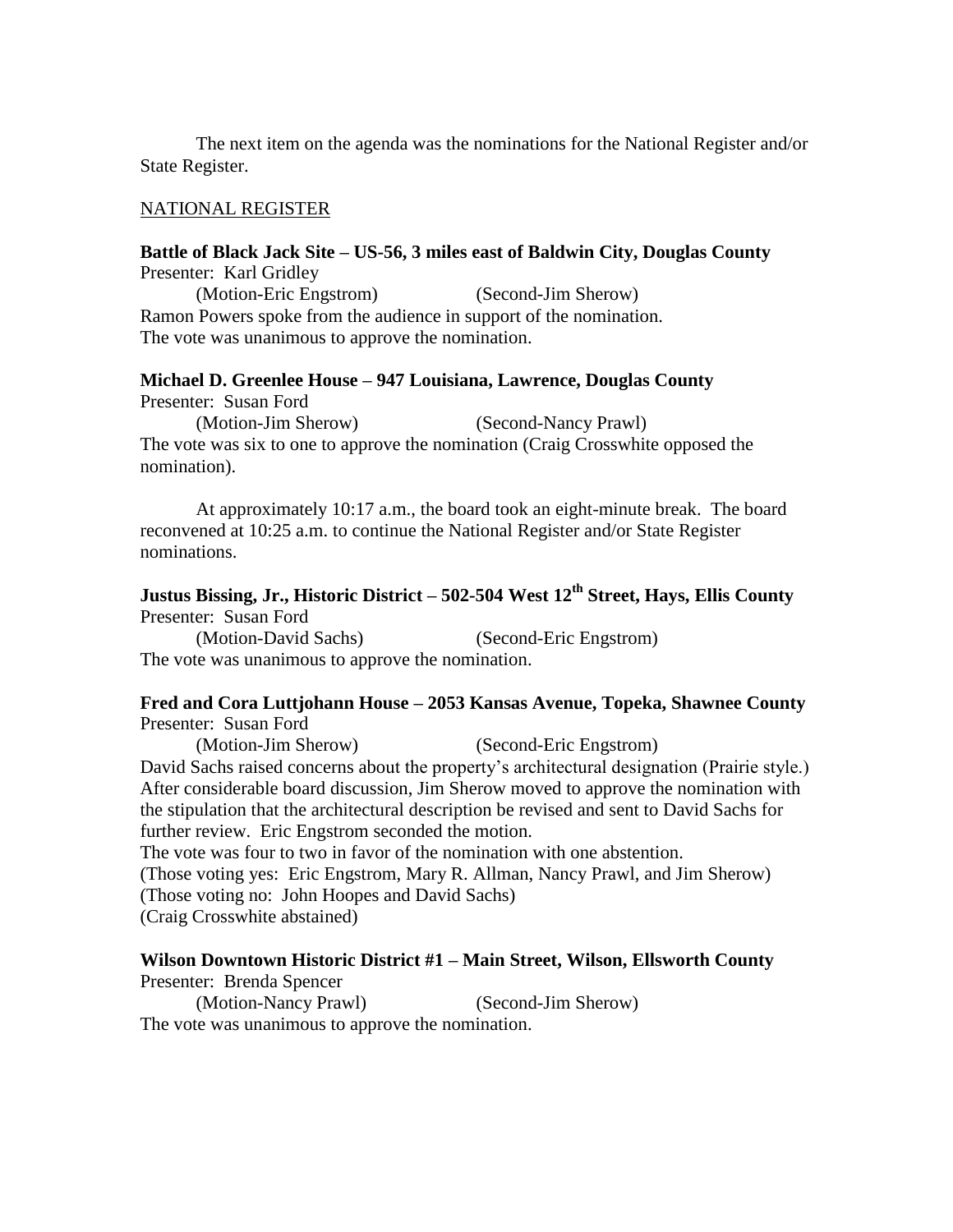The next item on the agenda was the nominations for the National Register and/or State Register.

NATIONAL REGISTER

**Battle of Black Jack Site – US-56, 3 miles east of Baldwin City, Douglas County**
Presenter: Karl Gridley
(Motion-Eric Engstrom) (Second-Jim Sherow)
Ramon Powers spoke from the audience in support of the nomination.
The vote was unanimous to approve the nomination.

**Michael D. Greenlee House – 947 Louisiana, Lawrence, Douglas County**
Presenter: Susan Ford
(Motion-Jim Sherow) (Second-Nancy Prawl)
The vote was six to one to approve the nomination (Craig Crosswhite opposed the nomination).

At approximately 10:17 a.m., the board took an eight-minute break. The board reconvened at 10:25 a.m. to continue the National Register and/or State Register nominations.

**Justus Bissing, Jr., Historic District – 502-504 West 12th Street, Hays, Ellis County**
Presenter: Susan Ford
(Motion-David Sachs) (Second-Eric Engstrom)
The vote was unanimous to approve the nomination.

**Fred and Cora Luttjohann House – 2053 Kansas Avenue, Topeka, Shawnee County**
Presenter: Susan Ford
(Motion-Jim Sherow) (Second-Eric Engstrom)
David Sachs raised concerns about the property's architectural designation (Prairie style.)
After considerable board discussion, Jim Sherow moved to approve the nomination with the stipulation that the architectural description be revised and sent to David Sachs for further review. Eric Engstrom seconded the motion.
The vote was four to two in favor of the nomination with one abstention.
(Those voting yes: Eric Engstrom, Mary R. Allman, Nancy Prawl, and Jim Sherow)
(Those voting no: John Hoopes and David Sachs)
(Craig Crosswhite abstained)

**Wilson Downtown Historic District #1 – Main Street, Wilson, Ellsworth County**
Presenter: Brenda Spencer
(Motion-Nancy Prawl) (Second-Jim Sherow)
The vote was unanimous to approve the nomination.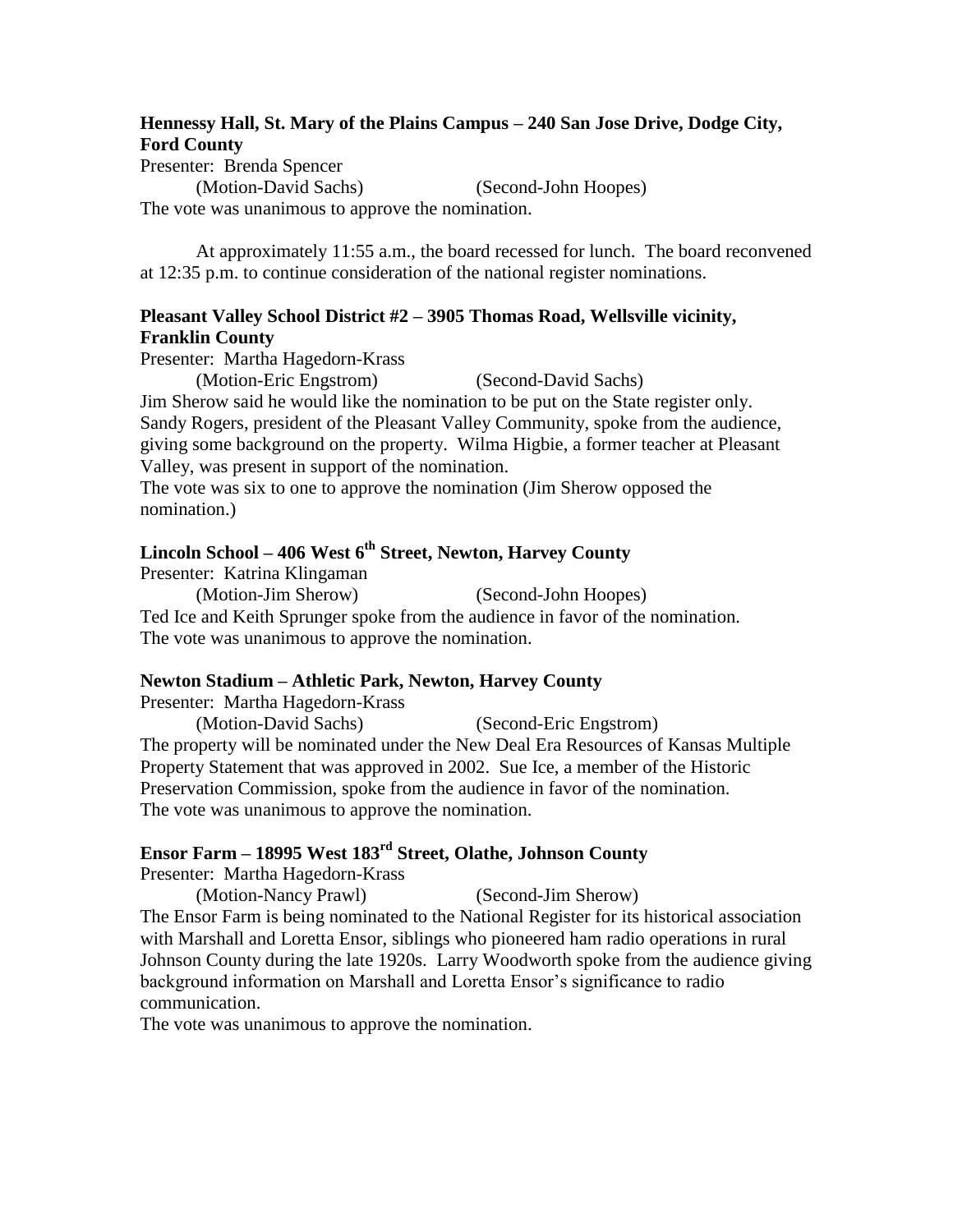**Hennessy Hall, St. Mary of the Plains Campus – 240 San Jose Drive, Dodge City, Ford County**

Presenter: Brenda Spencer

(Motion-David Sachs) (Second-John Hoopes)

The vote was unanimous to approve the nomination.

At approximately 11:55 a.m., the board recessed for lunch. The board reconvened at 12:35 p.m. to continue consideration of the national register nominations.

**Pleasant Valley School District #2 – 3905 Thomas Road, Wellsville vicinity, Franklin County**

Presenter: Martha Hagedorn-Krass

(Motion-Eric Engstrom) (Second-David Sachs)

Jim Sherow said he would like the nomination to be put on the State register only. Sandy Rogers, president of the Pleasant Valley Community, spoke from the audience, giving some background on the property. Wilma Higbie, a former teacher at Pleasant Valley, was present in support of the nomination.

The vote was six to one to approve the nomination (Jim Sherow opposed the nomination.)

**Lincoln School – 406 West 6th Street, Newton, Harvey County**

Presenter: Katrina Klingaman

(Motion-Jim Sherow) (Second-John Hoopes)

Ted Ice and Keith Sprunger spoke from the audience in favor of the nomination.

The vote was unanimous to approve the nomination.

**Newton Stadium – Athletic Park, Newton, Harvey County**

Presenter: Martha Hagedorn-Krass

(Motion-David Sachs) (Second-Eric Engstrom)

The property will be nominated under the New Deal Era Resources of Kansas Multiple Property Statement that was approved in 2002. Sue Ice, a member of the Historic Preservation Commission, spoke from the audience in favor of the nomination.

The vote was unanimous to approve the nomination.

**Ensor Farm – 18995 West 183rd Street, Olathe, Johnson County**

Presenter: Martha Hagedorn-Krass

(Motion-Nancy Prawl) (Second-Jim Sherow)

The Ensor Farm is being nominated to the National Register for its historical association with Marshall and Loretta Ensor, siblings who pioneered ham radio operations in rural Johnson County during the late 1920s. Larry Woodworth spoke from the audience giving background information on Marshall and Loretta Ensor's significance to radio communication.

The vote was unanimous to approve the nomination.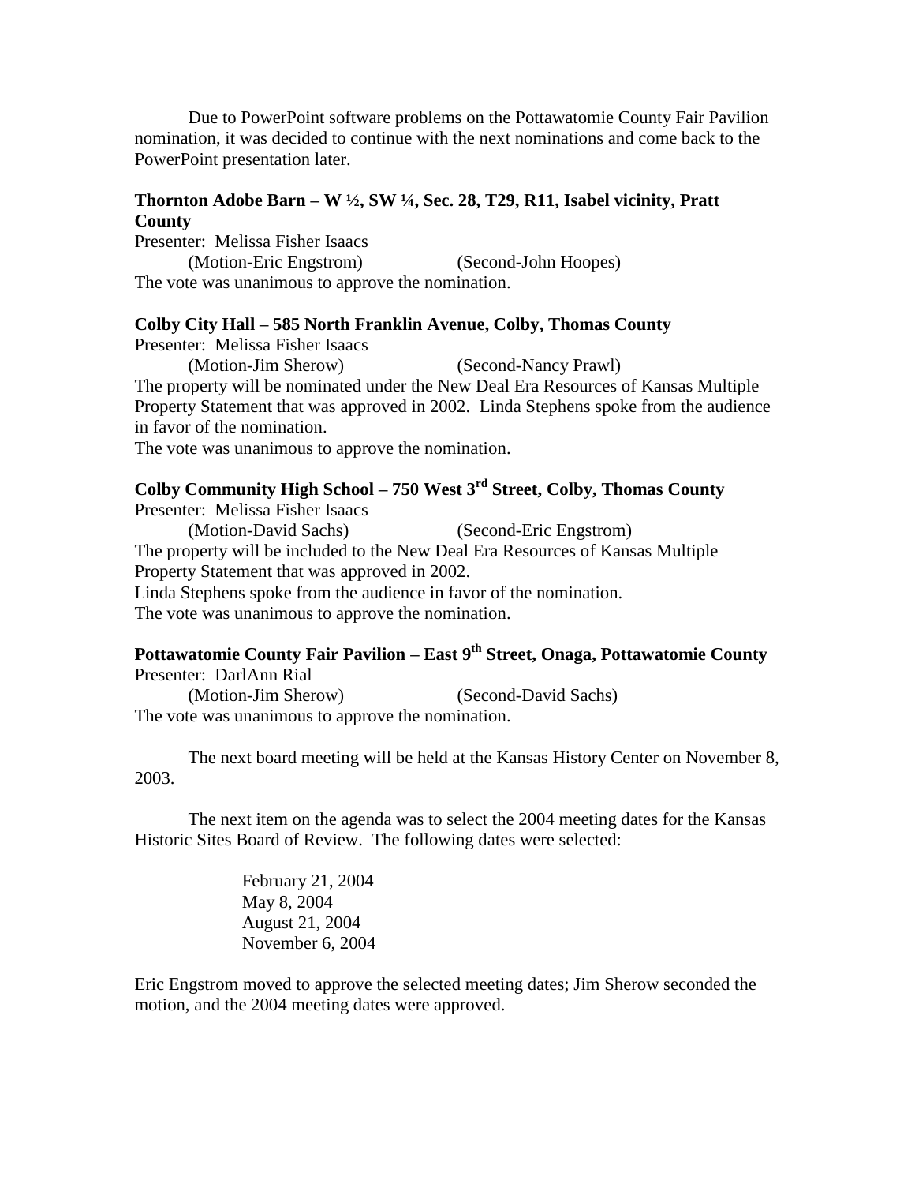Due to PowerPoint software problems on the Pottawatomie County Fair Pavilion nomination, it was decided to continue with the next nominations and come back to the PowerPoint presentation later.

**Thornton Adobe Barn – W ½, SW ¼, Sec. 28, T29, R11, Isabel vicinity, Pratt County**

Presenter: Melissa Fisher Isaacs
(Motion-Eric Engstrom) (Second-John Hoopes)
The vote was unanimous to approve the nomination.

**Colby City Hall – 585 North Franklin Avenue, Colby, Thomas County**

Presenter: Melissa Fisher Isaacs
(Motion-Jim Sherow) (Second-Nancy Prawl)
The property will be nominated under the New Deal Era Resources of Kansas Multiple Property Statement that was approved in 2002. Linda Stephens spoke from the audience in favor of the nomination.
The vote was unanimous to approve the nomination.

**Colby Community High School – 750 West 3rd Street, Colby, Thomas County**

Presenter: Melissa Fisher Isaacs
(Motion-David Sachs) (Second-Eric Engstrom)
The property will be included to the New Deal Era Resources of Kansas Multiple Property Statement that was approved in 2002.
Linda Stephens spoke from the audience in favor of the nomination.
The vote was unanimous to approve the nomination.

**Pottawatomie County Fair Pavilion – East 9th Street, Onaga, Pottawatomie County**

Presenter: DarlAnn Rial
(Motion-Jim Sherow) (Second-David Sachs)
The vote was unanimous to approve the nomination.

The next board meeting will be held at the Kansas History Center on November 8, 2003.

The next item on the agenda was to select the 2004 meeting dates for the Kansas Historic Sites Board of Review. The following dates were selected:

February 21, 2004
May 8, 2004
August 21, 2004
November 6, 2004

Eric Engstrom moved to approve the selected meeting dates; Jim Sherow seconded the motion, and the 2004 meeting dates were approved.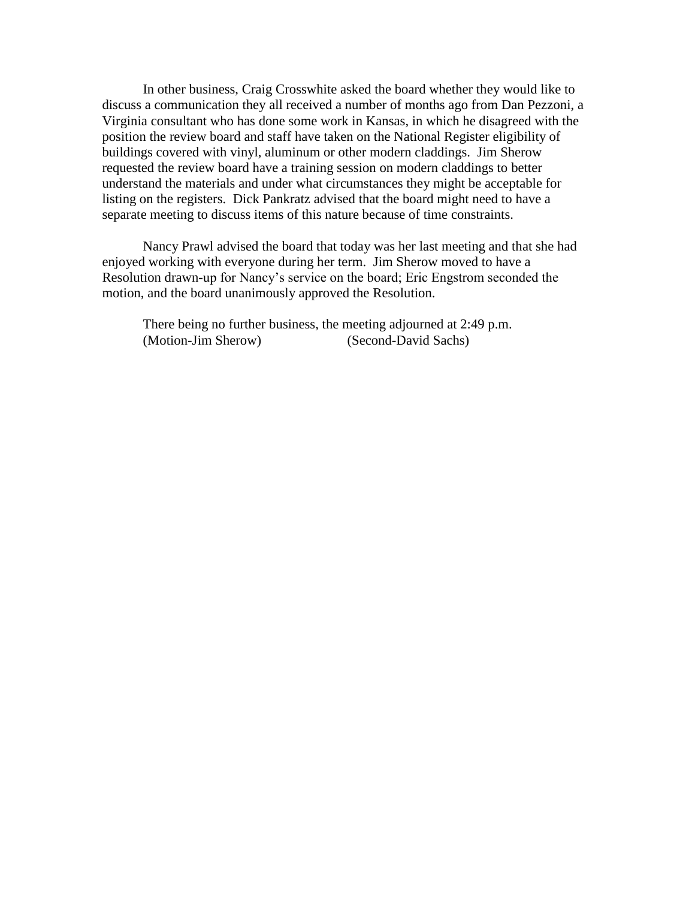In other business, Craig Crosswhite asked the board whether they would like to discuss a communication they all received a number of months ago from Dan Pezzoni, a Virginia consultant who has done some work in Kansas, in which he disagreed with the position the review board and staff have taken on the National Register eligibility of buildings covered with vinyl, aluminum or other modern claddings. Jim Sherow requested the review board have a training session on modern claddings to better understand the materials and under what circumstances they might be acceptable for listing on the registers. Dick Pankratz advised that the board might need to have a separate meeting to discuss items of this nature because of time constraints.

Nancy Prawl advised the board that today was her last meeting and that she had enjoyed working with everyone during her term. Jim Sherow moved to have a Resolution drawn-up for Nancy's service on the board; Eric Engstrom seconded the motion, and the board unanimously approved the Resolution.

There being no further business, the meeting adjourned at 2:49 p.m.
(Motion-Jim Sherow) (Second-David Sachs)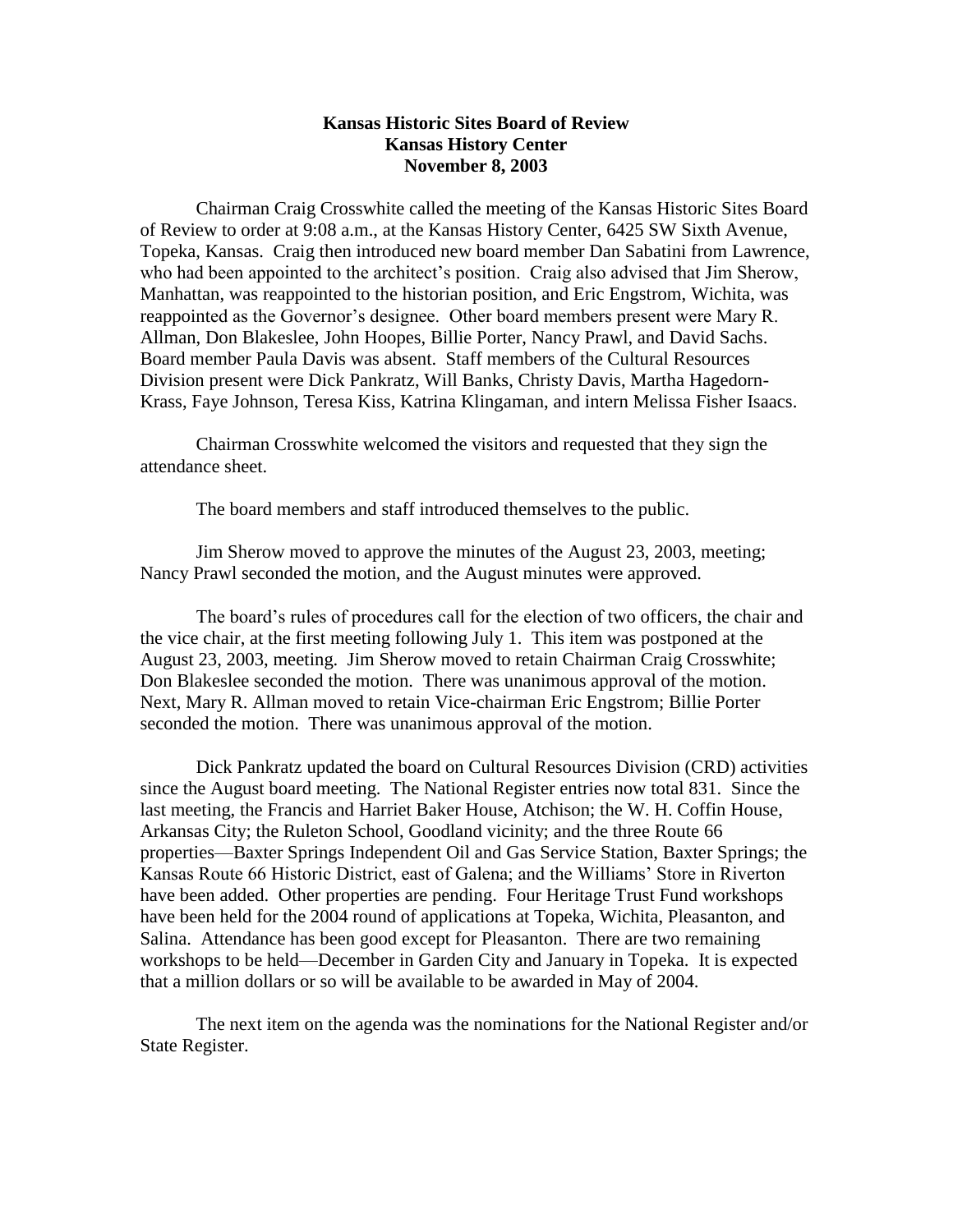**Kansas Historic Sites Board of Review**
**Kansas History Center**
**November 8, 2003**

Chairman Craig Crosswhite called the meeting of the Kansas Historic Sites Board of Review to order at 9:08 a.m., at the Kansas History Center, 6425 SW Sixth Avenue, Topeka, Kansas. Craig then introduced new board member Dan Sabatini from Lawrence, who had been appointed to the architect's position. Craig also advised that Jim Sherow, Manhattan, was reappointed to the historian position, and Eric Engstrom, Wichita, was reappointed as the Governor's designee. Other board members present were Mary R. Allman, Don Blakeslee, John Hoopes, Billie Porter, Nancy Prawl, and David Sachs. Board member Paula Davis was absent. Staff members of the Cultural Resources Division present were Dick Pankratz, Will Banks, Christy Davis, Martha Hagedorn-Krass, Faye Johnson, Teresa Kiss, Katrina Klingaman, and intern Melissa Fisher Isaacs.

Chairman Crosswhite welcomed the visitors and requested that they sign the attendance sheet.

The board members and staff introduced themselves to the public.

Jim Sherow moved to approve the minutes of the August 23, 2003, meeting; Nancy Prawl seconded the motion, and the August minutes were approved.

The board's rules of procedures call for the election of two officers, the chair and the vice chair, at the first meeting following July 1. This item was postponed at the August 23, 2003, meeting. Jim Sherow moved to retain Chairman Craig Crosswhite; Don Blakeslee seconded the motion. There was unanimous approval of the motion. Next, Mary R. Allman moved to retain Vice-chairman Eric Engstrom; Billie Porter seconded the motion. There was unanimous approval of the motion.

Dick Pankratz updated the board on Cultural Resources Division (CRD) activities since the August board meeting. The National Register entries now total 831. Since the last meeting, the Francis and Harriet Baker House, Atchison; the W. H. Coffin House, Arkansas City; the Ruleton School, Goodland vicinity; and the three Route 66 properties—Baxter Springs Independent Oil and Gas Service Station, Baxter Springs; the Kansas Route 66 Historic District, east of Galena; and the Williams' Store in Riverton have been added. Other properties are pending. Four Heritage Trust Fund workshops have been held for the 2004 round of applications at Topeka, Wichita, Pleasanton, and Salina. Attendance has been good except for Pleasanton. There are two remaining workshops to be held—December in Garden City and January in Topeka. It is expected that a million dollars or so will be available to be awarded in May of 2004.

The next item on the agenda was the nominations for the National Register and/or State Register.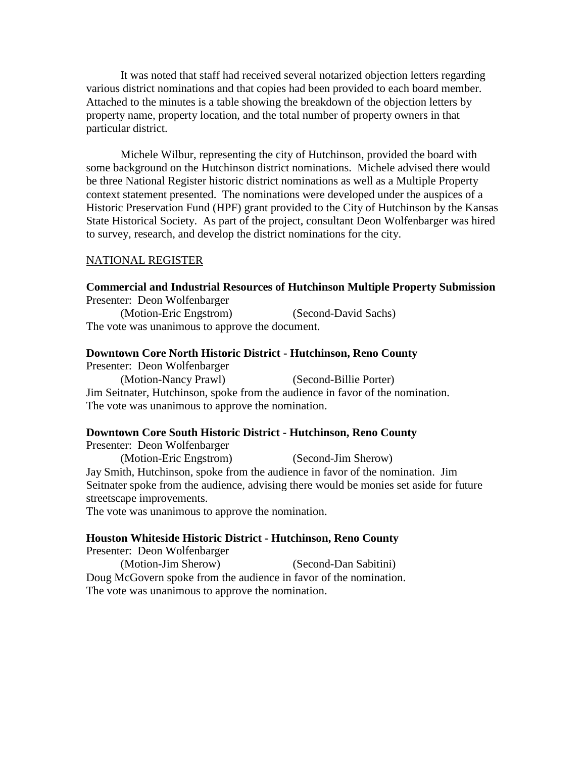It was noted that staff had received several notarized objection letters regarding various district nominations and that copies had been provided to each board member. Attached to the minutes is a table showing the breakdown of the objection letters by property name, property location, and the total number of property owners in that particular district.

Michele Wilbur, representing the city of Hutchinson, provided the board with some background on the Hutchinson district nominations. Michele advised there would be three National Register historic district nominations as well as a Multiple Property context statement presented. The nominations were developed under the auspices of a Historic Preservation Fund (HPF) grant provided to the City of Hutchinson by the Kansas State Historical Society. As part of the project, consultant Deon Wolfenbarger was hired to survey, research, and develop the district nominations for the city.

NATIONAL REGISTER

**Commercial and Industrial Resources of Hutchinson Multiple Property Submission**
Presenter: Deon Wolfenbarger
(Motion-Eric Engstrom) (Second-David Sachs)
The vote was unanimous to approve the document.

**Downtown Core North Historic District - Hutchinson, Reno County**
Presenter: Deon Wolfenbarger
(Motion-Nancy Prawl) (Second-Billie Porter)
Jim Seitnater, Hutchinson, spoke from the audience in favor of the nomination.
The vote was unanimous to approve the nomination.

**Downtown Core South Historic District - Hutchinson, Reno County**
Presenter: Deon Wolfenbarger
(Motion-Eric Engstrom) (Second-Jim Sherow)
Jay Smith, Hutchinson, spoke from the audience in favor of the nomination. Jim Seitnater spoke from the audience, advising there would be monies set aside for future streetscape improvements.
The vote was unanimous to approve the nomination.

**Houston Whiteside Historic District - Hutchinson, Reno County**
Presenter: Deon Wolfenbarger
(Motion-Jim Sherow) (Second-Dan Sabitini)
Doug McGovern spoke from the audience in favor of the nomination.
The vote was unanimous to approve the nomination.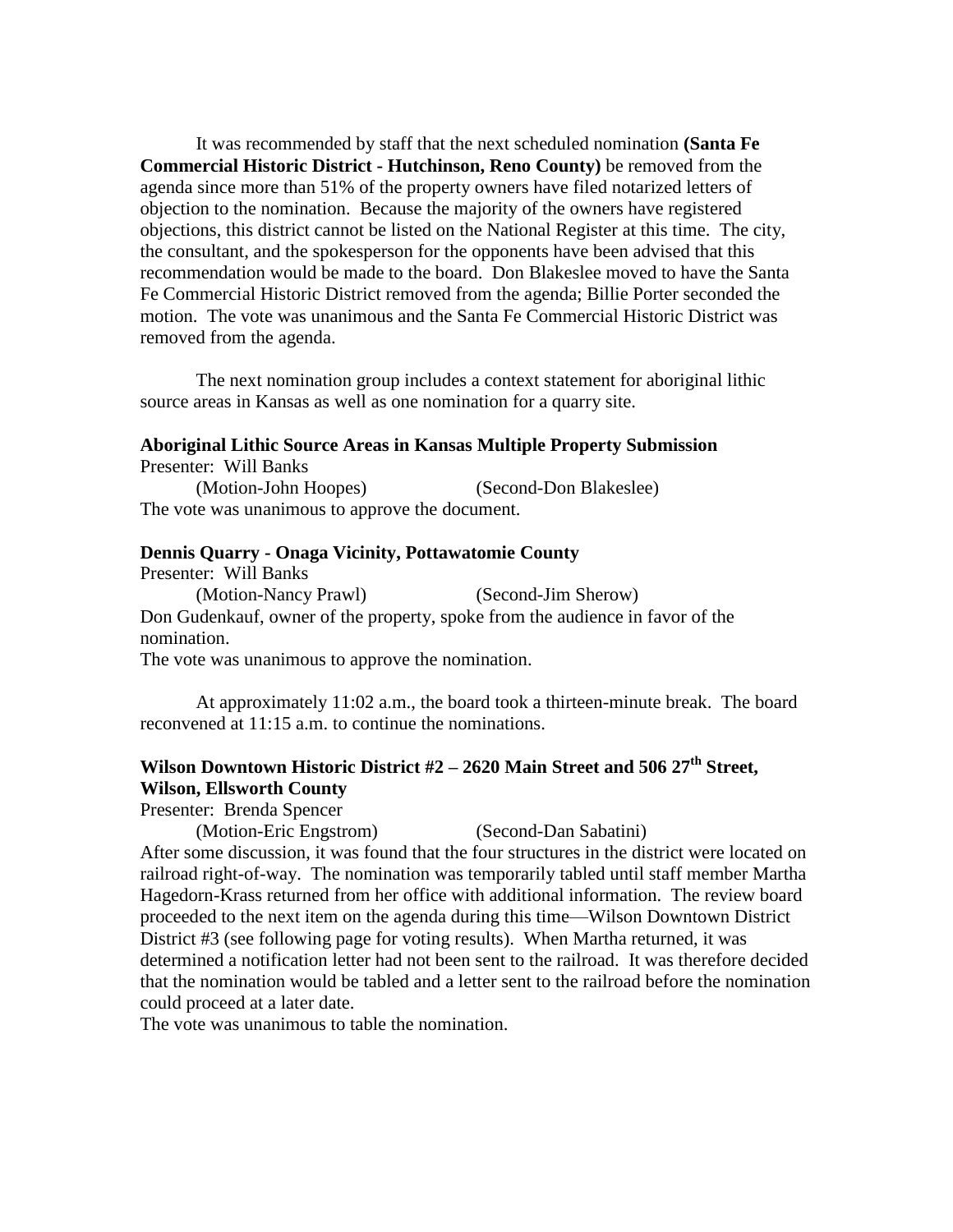It was recommended by staff that the next scheduled nomination **(Santa Fe Commercial Historic District - Hutchinson, Reno County)** be removed from the agenda since more than 51% of the property owners have filed notarized letters of objection to the nomination. Because the majority of the owners have registered objections, this district cannot be listed on the National Register at this time. The city, the consultant, and the spokesperson for the opponents have been advised that this recommendation would be made to the board. Don Blakeslee moved to have the Santa Fe Commercial Historic District removed from the agenda; Billie Porter seconded the motion. The vote was unanimous and the Santa Fe Commercial Historic District was removed from the agenda.

The next nomination group includes a context statement for aboriginal lithic source areas in Kansas as well as one nomination for a quarry site.

**Aboriginal Lithic Source Areas in Kansas Multiple Property Submission**

Presenter: Will Banks

(Motion-John Hoopes) (Second-Don Blakeslee)

The vote was unanimous to approve the document.

**Dennis Quarry - Onaga Vicinity, Pottawatomie County**

Presenter: Will Banks

(Motion-Nancy Prawl) (Second-Jim Sherow)

Don Gudenkauf, owner of the property, spoke from the audience in favor of the nomination.

The vote was unanimous to approve the nomination.

At approximately 11:02 a.m., the board took a thirteen-minute break. The board reconvened at 11:15 a.m. to continue the nominations.

**Wilson Downtown Historic District #2 – 2620 Main Street and 506 27th Street, Wilson, Ellsworth County**

Presenter: Brenda Spencer

(Motion-Eric Engstrom) (Second-Dan Sabatini)

After some discussion, it was found that the four structures in the district were located on railroad right-of-way. The nomination was temporarily tabled until staff member Martha Hagedorn-Krass returned from her office with additional information. The review board proceeded to the next item on the agenda during this time—Wilson Downtown District District #3 (see following page for voting results). When Martha returned, it was determined a notification letter had not been sent to the railroad. It was therefore decided that the nomination would be tabled and a letter sent to the railroad before the nomination could proceed at a later date.

The vote was unanimous to table the nomination.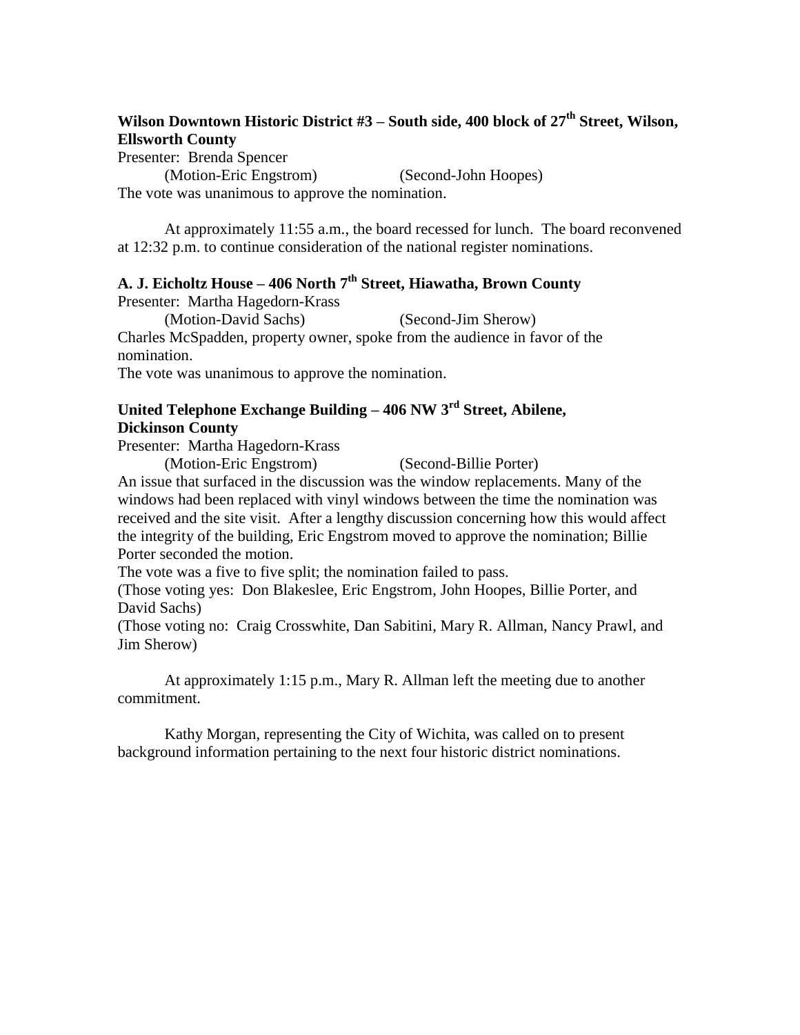**Wilson Downtown Historic District #3 – South side, 400 block of 27th Street, Wilson, Ellsworth County**

Presenter: Brenda Spencer

(Motion-Eric Engstrom) (Second-John Hoopes)

The vote was unanimous to approve the nomination.

At approximately 11:55 a.m., the board recessed for lunch. The board reconvened at 12:32 p.m. to continue consideration of the national register nominations.

**A. J. Eicholtz House – 406 North 7th Street, Hiawatha, Brown County**

Presenter: Martha Hagedorn-Krass

(Motion-David Sachs) (Second-Jim Sherow)

Charles McSpadden, property owner, spoke from the audience in favor of the nomination.

The vote was unanimous to approve the nomination.

**United Telephone Exchange Building – 406 NW 3rd Street, Abilene, Dickinson County**

Presenter: Martha Hagedorn-Krass

(Motion-Eric Engstrom) (Second-Billie Porter)

An issue that surfaced in the discussion was the window replacements. Many of the windows had been replaced with vinyl windows between the time the nomination was received and the site visit. After a lengthy discussion concerning how this would affect the integrity of the building, Eric Engstrom moved to approve the nomination; Billie Porter seconded the motion.

The vote was a five to five split; the nomination failed to pass.

(Those voting yes: Don Blakeslee, Eric Engstrom, John Hoopes, Billie Porter, and David Sachs)

(Those voting no: Craig Crosswhite, Dan Sabitini, Mary R. Allman, Nancy Prawl, and Jim Sherow)

At approximately 1:15 p.m., Mary R. Allman left the meeting due to another commitment.

Kathy Morgan, representing the City of Wichita, was called on to present background information pertaining to the next four historic district nominations.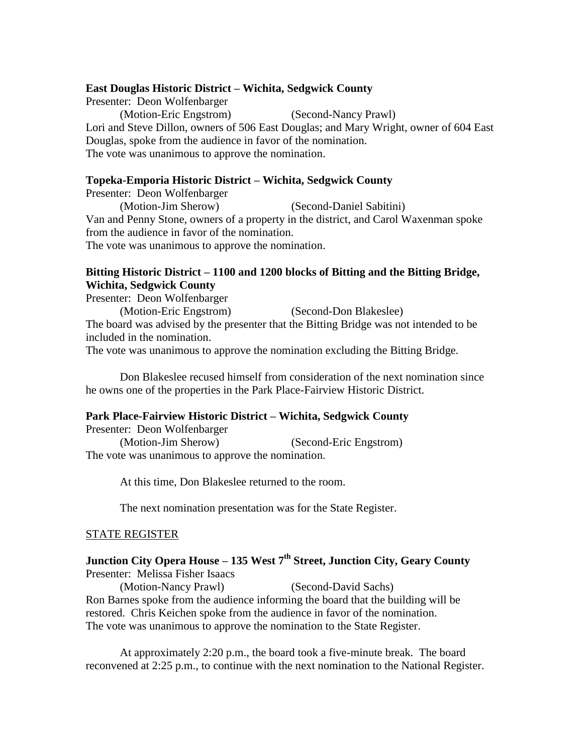**East Douglas Historic District – Wichita, Sedgwick County**

Presenter: Deon Wolfenbarger

(Motion-Eric Engstrom) (Second-Nancy Prawl)

Lori and Steve Dillon, owners of 506 East Douglas; and Mary Wright, owner of 604 East Douglas, spoke from the audience in favor of the nomination.

The vote was unanimous to approve the nomination.

**Topeka-Emporia Historic District – Wichita, Sedgwick County**

Presenter: Deon Wolfenbarger

(Motion-Jim Sherow) (Second-Daniel Sabitini)

Van and Penny Stone, owners of a property in the district, and Carol Waxenman spoke from the audience in favor of the nomination.

The vote was unanimous to approve the nomination.

**Bitting Historic District – 1100 and 1200 blocks of Bitting and the Bitting Bridge, Wichita, Sedgwick County**

Presenter: Deon Wolfenbarger

(Motion-Eric Engstrom) (Second-Don Blakeslee)

The board was advised by the presenter that the Bitting Bridge was not intended to be included in the nomination.

The vote was unanimous to approve the nomination excluding the Bitting Bridge.

Don Blakeslee recused himself from consideration of the next nomination since he owns one of the properties in the Park Place-Fairview Historic District.

**Park Place-Fairview Historic District – Wichita, Sedgwick County**

Presenter: Deon Wolfenbarger

(Motion-Jim Sherow) (Second-Eric Engstrom)

The vote was unanimous to approve the nomination.

At this time, Don Blakeslee returned to the room.

The next nomination presentation was for the State Register.

STATE REGISTER

**Junction City Opera House – 135 West 7th Street, Junction City, Geary County**

Presenter: Melissa Fisher Isaacs

(Motion-Nancy Prawl) (Second-David Sachs)

Ron Barnes spoke from the audience informing the board that the building will be restored. Chris Keichen spoke from the audience in favor of the nomination.

The vote was unanimous to approve the nomination to the State Register.

At approximately 2:20 p.m., the board took a five-minute break. The board reconvened at 2:25 p.m., to continue with the next nomination to the National Register.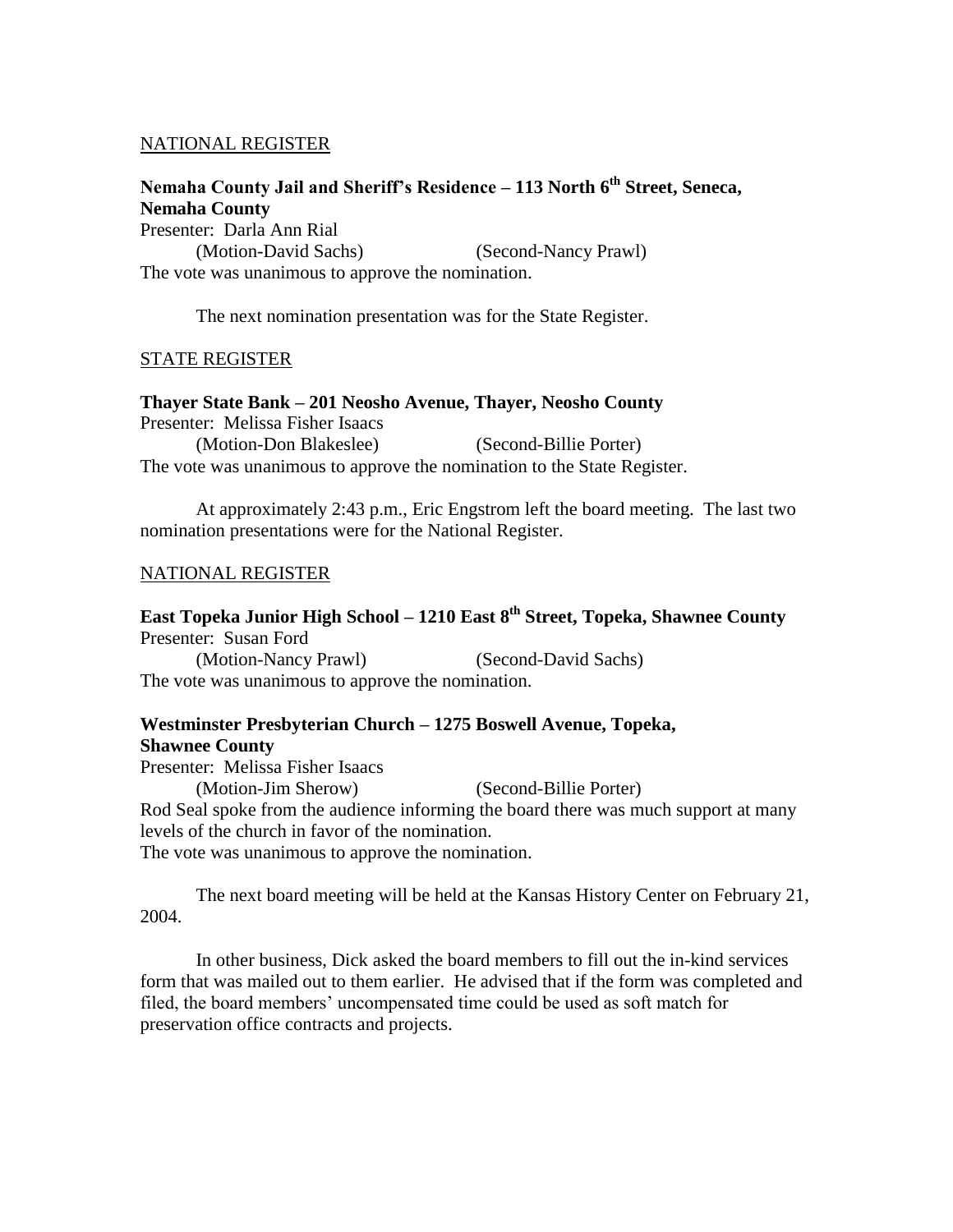NATIONAL REGISTER

**Nemaha County Jail and Sheriff's Resident – 113 North 6th Street, Seneca, Nemaha County**
Presenter: Darla Ann Rial
(Motion-David Sachs) (Second-Nancy Prawl)
The vote was unanimous to approve the nomination.

The next nomination presentation was for the State Register.

STATE REGISTER

**Thayer State Bank – 201 Neosho Avenue, Thayer, Neosho County**
Presenter: Melissa Fisher Isaacs
(Motion-Don Blakeslee) (Second-Billie Porter)
The vote was unanimous to approve the nomination to the State Register.

At approximately 2:43 p.m., Eric Engstrom left the board meeting. The last two nomination presentations were for the National Register.

NATIONAL REGISTER

**East Topeka Junior High School – 1210 East 8th Street, Topeka, Shawnee County**
Presenter: Susan Ford
(Motion-Nancy Prawl) (Second-David Sachs)
The vote was unanimous to approve the nomination.

**Westminster Presbyterian Church – 1275 Boswell Avenue, Topeka, Shawnee County**
Presenter: Melissa Fisher Isaacs
(Motion-Jim Sherow) (Second-Billie Porter)
Rod Seal spoke from the audience informing the board there was much support at many levels of the church in favor of the nomination.
The vote was unanimous to approve the nomination.

The next board meeting will be held at the Kansas History Center on February 21, 2004.

In other business, Dick asked the board members to fill out the in-kind services form that was mailed out to them earlier. He advised that if the form was completed and filed, the board members' uncompensated time could be used as soft match for preservation office contracts and projects.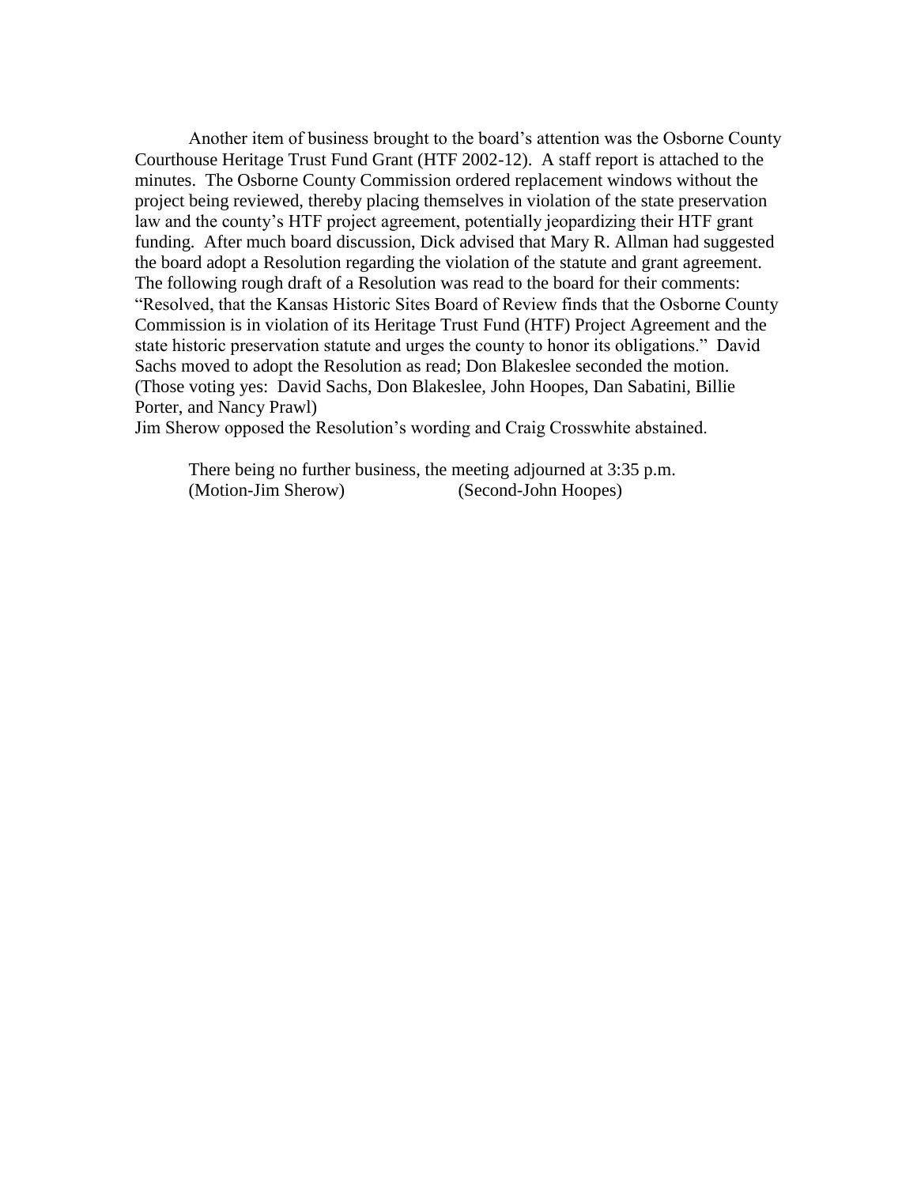Another item of business brought to the board's attention was the Osborne County Courthouse Heritage Trust Fund Grant (HTF 2002-12). A staff report is attached to the minutes. The Osborne County Commission ordered replacement windows without the project being reviewed, thereby placing themselves in violation of the state preservation law and the county's HTF project agreement, potentially jeopardizing their HTF grant funding. After much board discussion, Dick advised that Mary R. Allman had suggested the board adopt a Resolution regarding the violation of the statute and grant agreement. The following rough draft of a Resolution was read to the board for their comments: "Resolved, that the Kansas Historic Sites Board of Review finds that the Osborne County Commission is in violation of its Heritage Trust Fund (HTF) Project Agreement and the state historic preservation statute and urges the county to honor its obligations." David Sachs moved to adopt the Resolution as read; Don Blakeslee seconded the motion. (Those voting yes: David Sachs, Don Blakeslee, John Hoopes, Dan Sabatini, Billie Porter, and Nancy Prawl)
Jim Sherow opposed the Resolution's wording and Craig Crosswhite abstained.

There being no further business, the meeting adjourned at 3:35 p.m.
(Motion-Jim Sherow) (Second-John Hoopes)